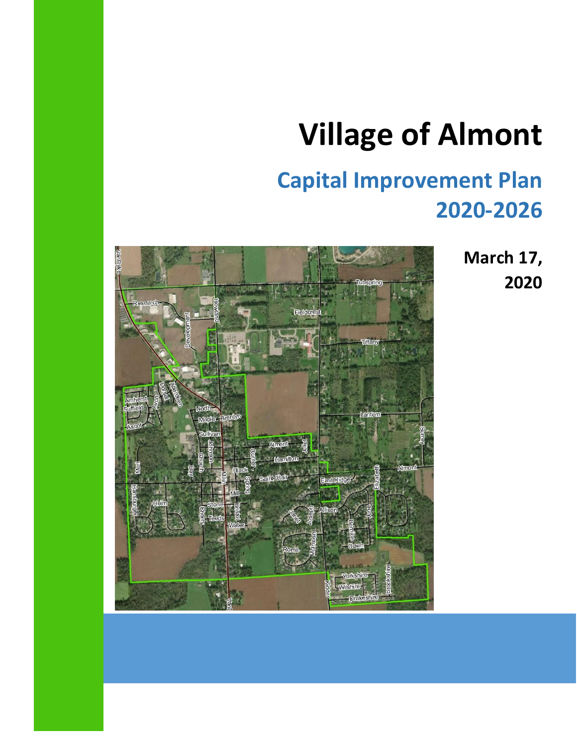# Village of Almont

## Capital Improvement Plan 2020-2026

**March 17, 2020**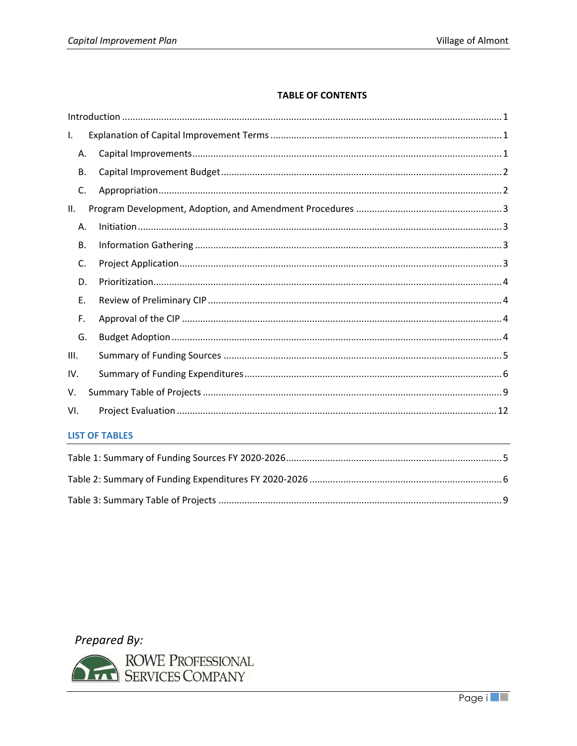## TABLE OF CONTENTS

Introduction ........................................ 1

I. Explanation of Capital Improvement Terms ........................................ 1

- A. Capital Improvements ........................................ 1
- B. Capital Improvement Budget ........................................ 2
- C. Appropriation ........................................ 2

II. Program Development, Adoption, and Amendment Procedures ........................................ 3

- A. Initiation ........................................ 3
- B. Information Gathering ........................................ 3
- C. Project Application ........................................ 3
- D. Prioritization ........................................ 4
- E. Review of Preliminary CIP ........................................ 4
- F. Approval of the CIP ........................................ 4
- G. Budget Adoption ........................................ 4

III. Summary of Funding Sources ........................................ 5

IV. Summary of Funding Expenditures ........................................ 6

V. Summary Table of Projects ........................................ 9

VI. Project Evaluation ........................................ 12

### LIST OF TABLES

Table 1: Summary of Funding Sources FY 2020-2026 ........................................ 5

Table 2: Summary of Funding Expenditures FY 2020-2026 ........................................ 6

Table 3: Summary Table of Projects ........................................ 9

*Prepared By:*

ROWE Professional Services Company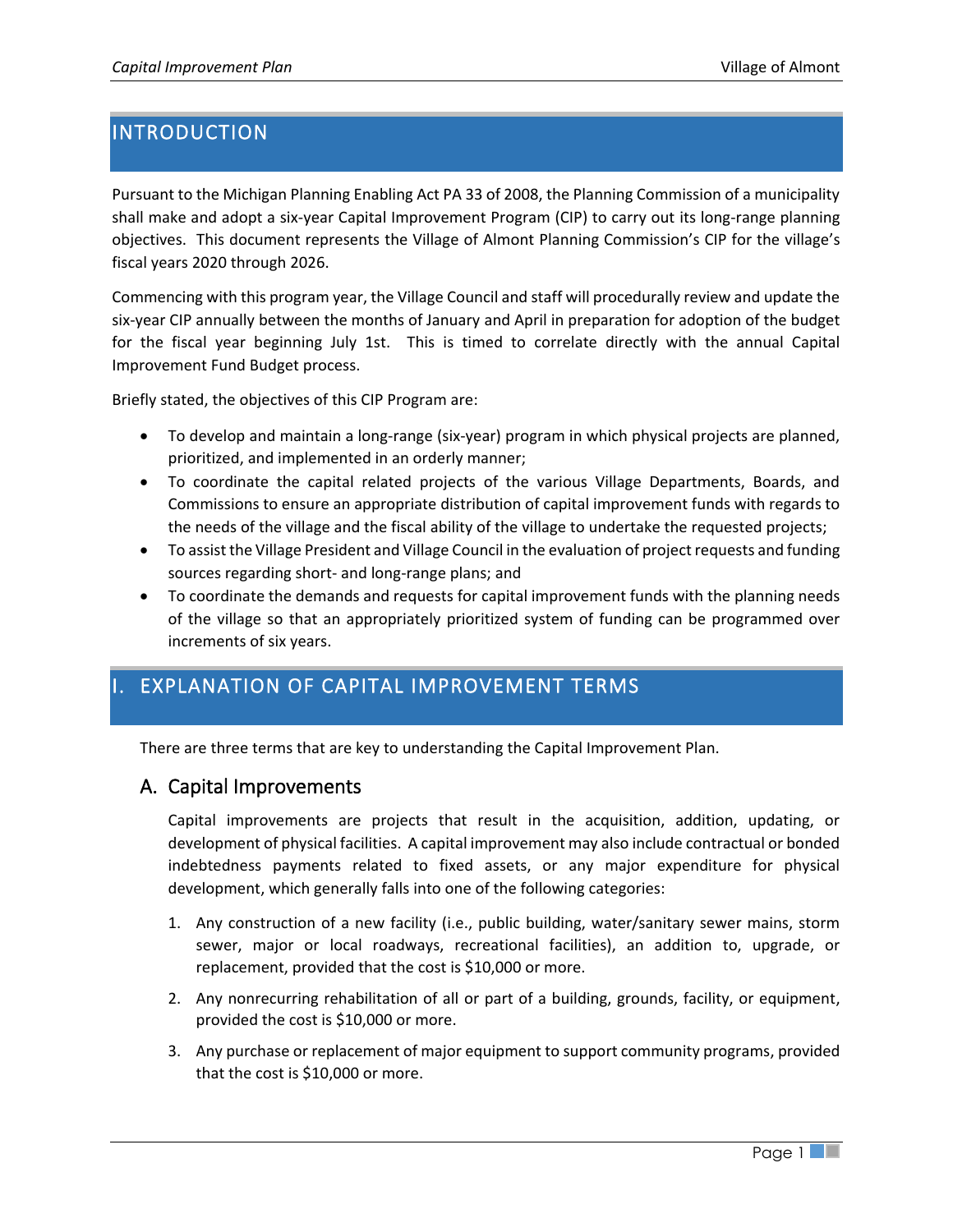# INTRODUCTION

Pursuant to the Michigan Planning Enabling Act PA 33 of 2008, the Planning Commission of a municipality shall make and adopt a six-year Capital Improvement Program (CIP) to carry out its long-range planning objectives. This document represents the Village of Almont Planning Commission's CIP for the village's fiscal years 2020 through 2026.

Commencing with this program year, the Village Council and staff will procedurally review and update the six-year CIP annually between the months of January and April in preparation for adoption of the budget for the fiscal year beginning July 1st. This is timed to correlate directly with the annual Capital Improvement Fund Budget process.

Briefly stated, the objectives of this CIP Program are:

- To develop and maintain a long-range (six-year) program in which physical projects are planned, prioritized, and implemented in an orderly manner;
- To coordinate the capital related projects of the various Village Departments, Boards, and Commissions to ensure an appropriate distribution of capital improvement funds with regards to the needs of the village and the fiscal ability of the village to undertake the requested projects;
- To assist the Village President and Village Council in the evaluation of project requests and funding sources regarding short- and long-range plans; and
- To coordinate the demands and requests for capital improvement funds with the planning needs of the village so that an appropriately prioritized system of funding can be programmed over increments of six years.

# I. EXPLANATION OF CAPITAL IMPROVEMENT TERMS

There are three terms that are key to understanding the Capital Improvement Plan.

## A. Capital Improvements

Capital improvements are projects that result in the acquisition, addition, updating, or development of physical facilities. A capital improvement may also include contractual or bonded indebtedness payments related to fixed assets, or any major expenditure for physical development, which generally falls into one of the following categories:

1. Any construction of a new facility (i.e., public building, water/sanitary sewer mains, storm sewer, major or local roadways, recreational facilities), an addition to, upgrade, or replacement, provided that the cost is $10,000 or more.
2. Any nonrecurring rehabilitation of all or part of a building, grounds, facility, or equipment, provided the cost is $10,000 or more.
3. Any purchase or replacement of major equipment to support community programs, provided that the cost is $10,000 or more.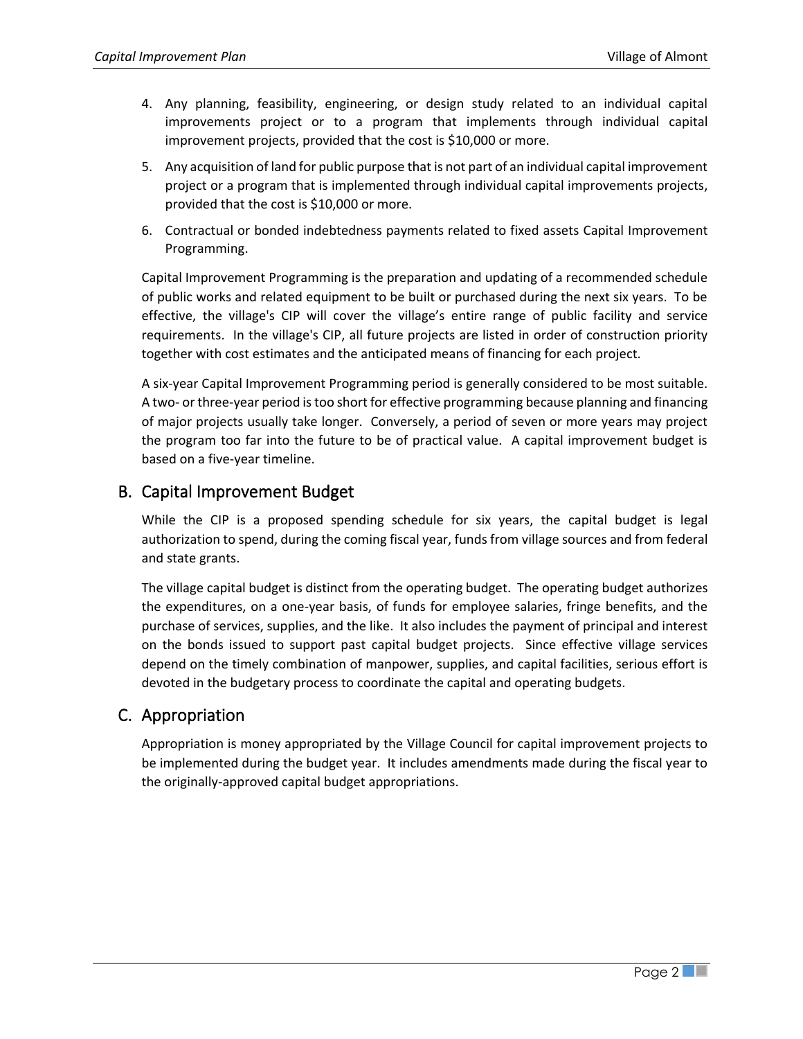4. Any planning, feasibility, engineering, or design study related to an individual capital improvements project or to a program that implements through individual capital improvement projects, provided that the cost is $10,000 or more.
5. Any acquisition of land for public purpose that is not part of an individual capital improvement project or a program that is implemented through individual capital improvements projects, provided that the cost is $10,000 or more.
6. Contractual or bonded indebtedness payments related to fixed assets Capital Improvement Programming.

Capital Improvement Programming is the preparation and updating of a recommended schedule of public works and related equipment to be built or purchased during the next six years. To be effective, the village's CIP will cover the village's entire range of public facility and service requirements. In the village's CIP, all future projects are listed in order of construction priority together with cost estimates and the anticipated means of financing for each project.

A six-year Capital Improvement Programming period is generally considered to be most suitable. A two- or three-year period is too short for effective programming because planning and financing of major projects usually take longer. Conversely, a period of seven or more years may project the program too far into the future to be of practical value. A capital improvement budget is based on a five-year timeline.

## B. Capital Improvement Budget

While the CIP is a proposed spending schedule for six years, the capital budget is legal authorization to spend, during the coming fiscal year, funds from village sources and from federal and state grants.

The village capital budget is distinct from the operating budget. The operating budget authorizes the expenditures, on a one-year basis, of funds for employee salaries, fringe benefits, and the purchase of services, supplies, and the like. It also includes the payment of principal and interest on the bonds issued to support past capital budget projects. Since effective village services depend on the timely combination of manpower, supplies, and capital facilities, serious effort is devoted in the budgetary process to coordinate the capital and operating budgets.

## C. Appropriation

Appropriation is money appropriated by the Village Council for capital improvement projects to be implemented during the budget year. It includes amendments made during the fiscal year to the originally-approved capital budget appropriations.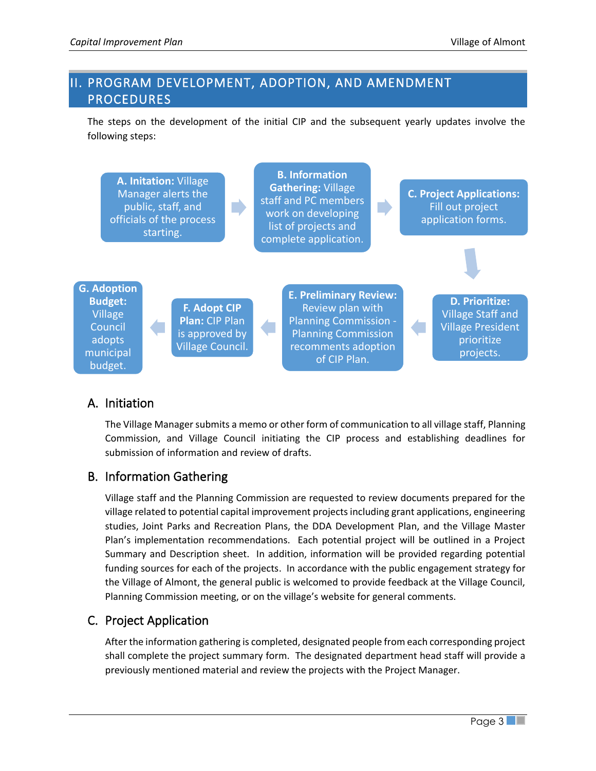## II. PROGRAM DEVELOPMENT, ADOPTION, AND AMENDMENT PROCEDURES

The steps on the development of the initial CIP and the subsequent yearly updates involve the following steps:

**A. Initation:** Village Manager alerts the public, staff, and officials of the process starting.

**B. Information Gathering:** Village staff and PC members work on developing list of projects and complete application.

**C. Project Applications:** Fill out project application forms.

**D. Prioritize:** Village Staff and Village President prioritize projects.

**E. Preliminary Review:** Review plan with Planning Commission - Planning Commission recomments adoption of CIP Plan.

**F. Adopt CIP Plan:** CIP Plan is approved by Village Council.

**G. Adoption Budget:** Village Council adopts municipal budget.

### A. Initiation

The Village Manager submits a memo or other form of communication to all village staff, Planning Commission, and Village Council initiating the CIP process and establishing deadlines for submission of information and review of drafts.

### B. Information Gathering

Village staff and the Planning Commission are requested to review documents prepared for the village related to potential capital improvement projects including grant applications, engineering studies, Joint Parks and Recreation Plans, the DDA Development Plan, and the Village Master Plan's implementation recommendations. Each potential project will be outlined in a Project Summary and Description sheet. In addition, information will be provided regarding potential funding sources for each of the projects. In accordance with the public engagement strategy for the Village of Almont, the general public is welcomed to provide feedback at the Village Council, Planning Commission meeting, or on the village's website for general comments.

### C. Project Application

After the information gathering is completed, designated people from each corresponding project shall complete the project summary form. The designated department head staff will provide a previously mentioned material and review the projects with the Project Manager.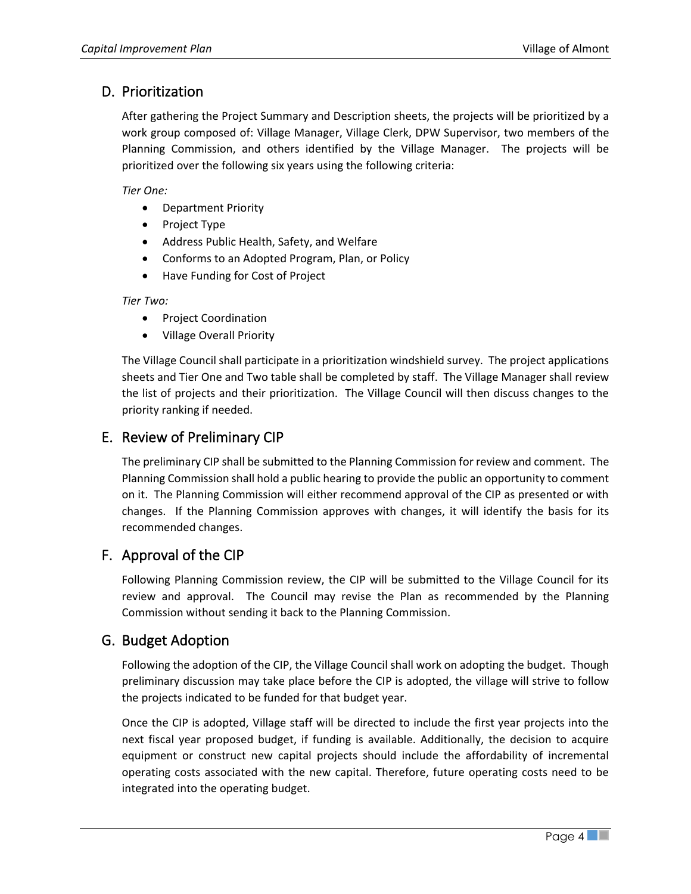## D. Prioritization

After gathering the Project Summary and Description sheets, the projects will be prioritized by a work group composed of: Village Manager, Village Clerk, DPW Supervisor, two members of the Planning Commission, and others identified by the Village Manager. The projects will be prioritized over the following six years using the following criteria:

*Tier One:*

- Department Priority
- Project Type
- Address Public Health, Safety, and Welfare
- Conforms to an Adopted Program, Plan, or Policy
- Have Funding for Cost of Project

*Tier Two:*

- Project Coordination
- Village Overall Priority

The Village Council shall participate in a prioritization windshield survey. The project applications sheets and Tier One and Two table shall be completed by staff. The Village Manager shall review the list of projects and their prioritization. The Village Council will then discuss changes to the priority ranking if needed.

## E. Review of Preliminary CIP

The preliminary CIP shall be submitted to the Planning Commission for review and comment. The Planning Commission shall hold a public hearing to provide the public an opportunity to comment on it. The Planning Commission will either recommend approval of the CIP as presented or with changes. If the Planning Commission approves with changes, it will identify the basis for its recommended changes.

## F. Approval of the CIP

Following Planning Commission review, the CIP will be submitted to the Village Council for its review and approval. The Council may revise the Plan as recommended by the Planning Commission without sending it back to the Planning Commission.

## G. Budget Adoption

Following the adoption of the CIP, the Village Council shall work on adopting the budget. Though preliminary discussion may take place before the CIP is adopted, the village will strive to follow the projects indicated to be funded for that budget year.

Once the CIP is adopted, Village staff will be directed to include the first year projects into the next fiscal year proposed budget, if funding is available. Additionally, the decision to acquire equipment or construct new capital projects should include the affordability of incremental operating costs associated with the new capital. Therefore, future operating costs need to be integrated into the operating budget.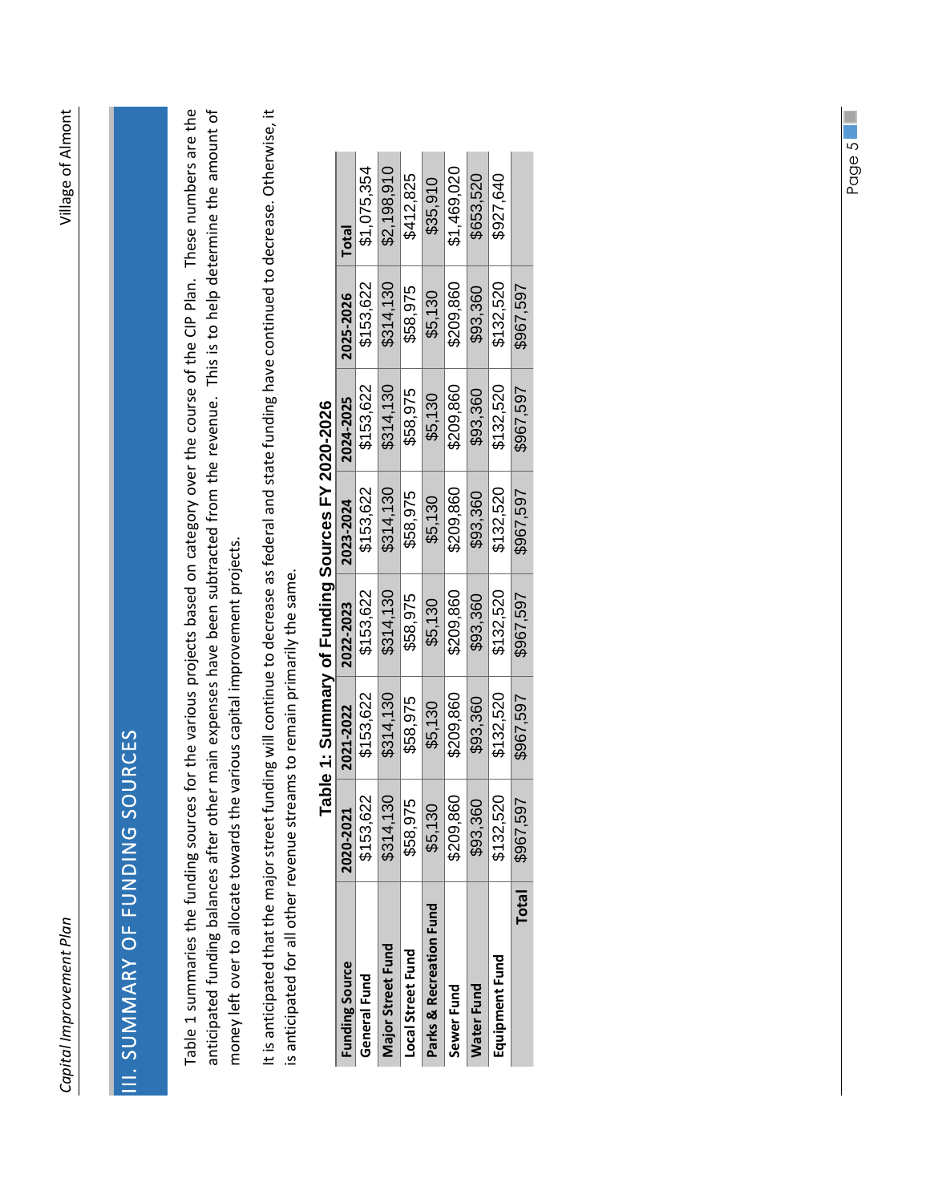# III. SUMMARY OF FUNDING SOURCES

Table 1 summaries the funding sources for the various projects based on category over the course of the CIP Plan. These numbers are the anticipated funding balances after other main expenses have been subtracted from the revenue. This is to help determine the amount of money left over to allocate towards the various capital improvement projects.

It is anticipated that the major street funding will continue to decrease as federal and state funding have continued to decrease. Otherwise, it is anticipated for all other revenue streams to remain primarily the same.

**Table 1: Summary of Funding Sources FY 2020-2026**

| Funding Source | 2020-2021 | 2021-2022 | 2022-2023 | 2023-2024 | 2024-2025 | 2025-2026 | Total |
|---|---|---|---|---|---|---|---|
| General Fund | $153,622 | $153,622 | $153,622 | $153,622 | $153,622 | $153,622 | $1,075,354 |
| Major Street Fund | $314,130 | $314,130 | $314,130 | $314,130 | $314,130 | $314,130 | $2,198,910 |
| Local Street Fund | $58,975 | $58,975 | $58,975 | $58,975 | $58,975 | $58,975 | $412,825 |
| Parks & Recreation Fund | $5,130 | $5,130 | $5,130 | $5,130 | $5,130 | $5,130 | $35,910 |
| Sewer Fund | $209,860 | $209,860 | $209,860 | $209,860 | $209,860 | $209,860 | $1,469,020 |
| Water Fund | $93,360 | $93,360 | $93,360 | $93,360 | $93,360 | $93,360 | $653,520 |
| Equipment Fund | $132,520 | $132,520 | $132,520 | $132,520 | $132,520 | $132,520 | $927,640 |
| Total | $967,597 | $967,597 | $967,597 | $967,597 | $967,597 | $967,597 | |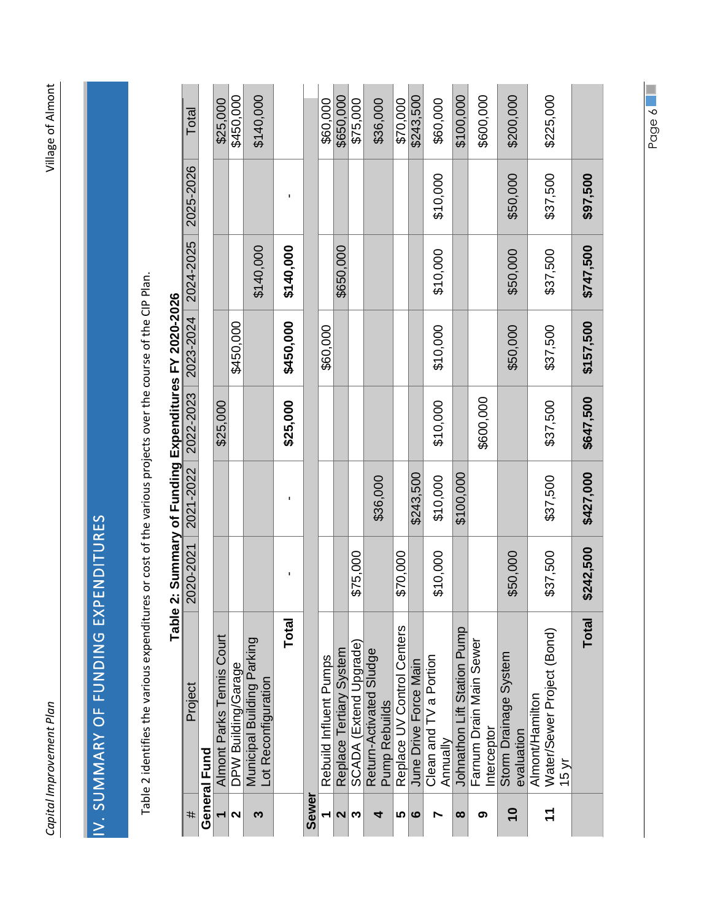# IV. SUMMARY OF FUNDING EXPENDITURES

Table 2 identifies the various expenditures or cost of the various projects over the course of the CIP Plan.

**Table 2: Summary of Funding Expenditures FY 2020-2026**

| # | Project | 2020-2021 | 2021-2022 | 2022-2023 | 2023-2024 | 2024-2025 | 2025-2026 | Total |
|---|---|---|---|---|---|---|---|---|
| **General Fund** | | | | | | | | |
| **1** | Almont Parks Tennis Court | | | $25,000 | | | | $25,000 |
| **2** | DPW Building/Garage | | | | $450,000 | | | $450,000 |
| **3** | Municipal Building Parking Lot Reconfiguration | | | | | $140,000 | | $140,000 |
| | **Total** | - | - | **$25,000** | **$450,000** | **$140,000** | - | |
| **Sewer** | | | | | | | | |
| **1** | Rebuild Influent Pumps | | | | $60,000 | | | $60,000 |
| **2** | Replace Tertiary System | | | | | $650,000 | | $650,000 |
| **3** | SCADA (Extend Upgrade) | $75,000 | | | | | | $75,000 |
| **4** | Return-Activated Sludge Pump Rebuilds | | $36,000 | | | | | $36,000 |
| **5** | Replace UV Control Centers | $70,000 | | | | | | $70,000 |
| **6** | June Drive Force Main | | $243,500 | | | | | $243,500 |
| **7** | Clean and TV a Portion Annually | $10,000 | $10,000 | $10,000 | $10,000 | $10,000 | $10,000 | $60,000 |
| **8** | Johnathon Lift Station Pump | | $100,000 | | | | | $100,000 |
| **9** | Farnum Drain Main Sewer Interceptor | | | $600,000 | | | | $600,000 |
| **10** | Storm Drainage System evaluation | $50,000 | | | $50,000 | $50,000 | $50,000 | $200,000 |
| **11** | Almont/Hamilton Water/Sewer Project (Bond) 15 yr | $37,500 | $37,500 | $37,500 | $37,500 | $37,500 | $37,500 | $225,000 |
| | **Total** | **$242,500** | **$427,000** | **$647,500** | **$157,500** | **$747,500** | **$97,500** | |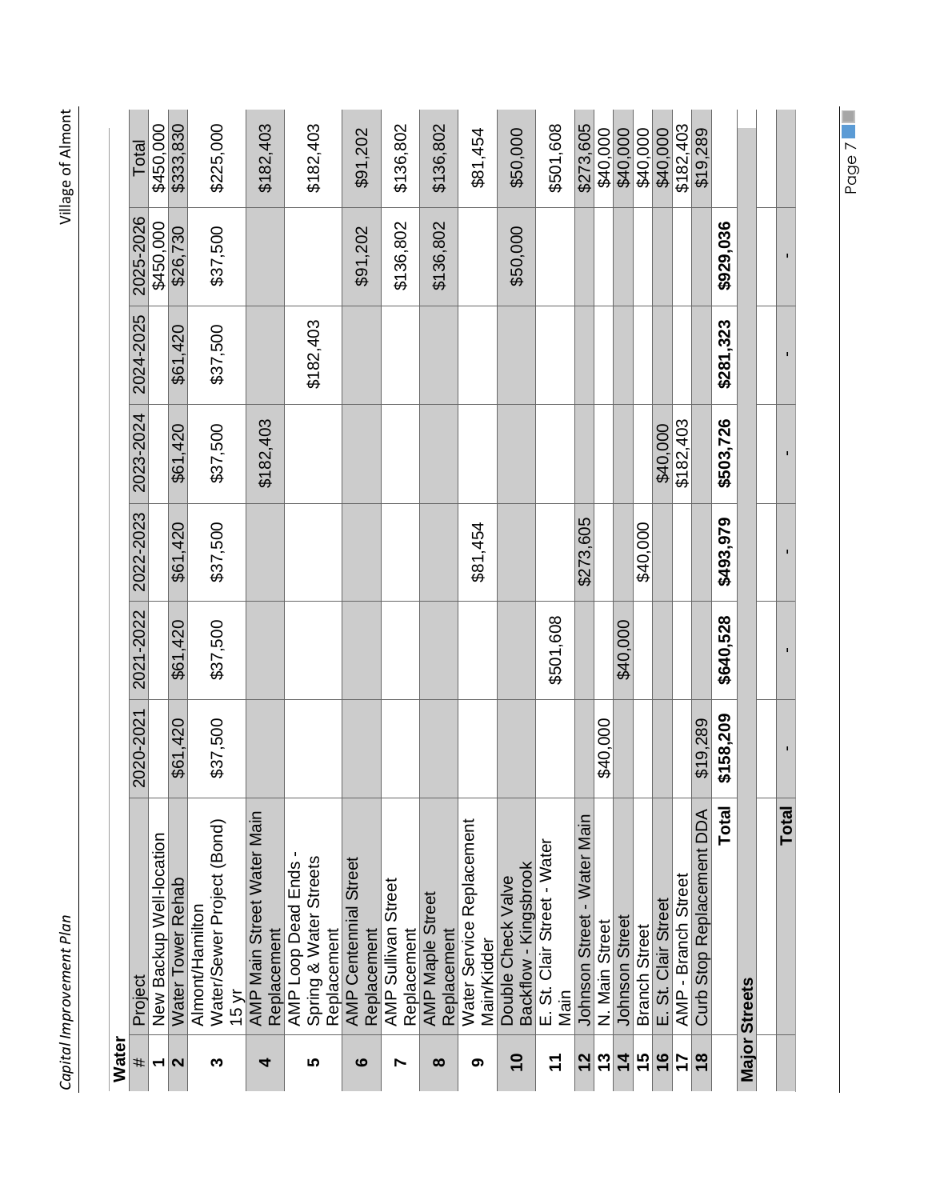## Water

| # | Project | 2020-2021 | 2021-2022 | 2022-2023 | 2023-2024 | 2024-2025 | 2025-2026 | Total |
|---|---|---|---|---|---|---|---|---|
| 1 | New Backup Well-location | | | | | | $450,000 | $450,000 |
| 2 | Water Tower Rehab | $61,420 | $61,420 | $61,420 | $61,420 | $61,420 | $26,730 | $333,830 |
| 3 | Almont/Hamilton Water/Sewer Project (Bond) 15 yr | $37,500 | $37,500 | $37,500 | $37,500 | $37,500 | $37,500 | $225,000 |
| 4 | AMP Main Street Water Main Replacement | | | | $182,403 | | | $182,403 |
| 5 | AMP Loop Dead Ends - Spring & Water Streets Replacement | | | | | $182,403 | | $182,403 |
| 6 | AMP Centennial Street Replacement | | | | | | $91,202 | $91,202 |
| 7 | AMP Sullivan Street Replacement | | | | | | $136,802 | $136,802 |
| 8 | AMP Maple Street Replacement | | | | | | $136,802 | $136,802 |
| 9 | Water Service Replacement Main/Kidder | | | $81,454 | | | | $81,454 |
| 10 | Double Check Valve Backflow - Kingsbrook | | | | | | $50,000 | $50,000 |
| 11 | E. St. Clair Street - Water Main | | $501,608 | | | | | $501,608 |
| 12 | Johnson Street - Water Main | | | $273,605 | | | | $273,605 |
| 13 | N. Main Street | $40,000 | | | | | | $40,000 |
| 14 | Johnson Street | | $40,000 | | | | | $40,000 |
| 15 | Branch Street | | | $40,000 | | | | $40,000 |
| 16 | E. St. Clair Street | | | | $40,000 | | | $40,000 |
| 17 | AMP - Branch Street | | | | $182,403 | | | $182,403 |
| 18 | Curb Stop Replacement DDA | $19,289 | | | | | | $19,289 |
| | **Total** | **$158,209** | **$640,528** | **$493,979** | **$503,726** | **$281,323** | **$929,036** | |

## Major Streets

| # | Project | 2020-2021 | 2021-2022 | 2022-2023 | 2023-2024 | 2024-2025 | 2025-2026 | Total |
|---|---|---|---|---|---|---|---|---|
| | **Total** | - | - | - | - | - | - | |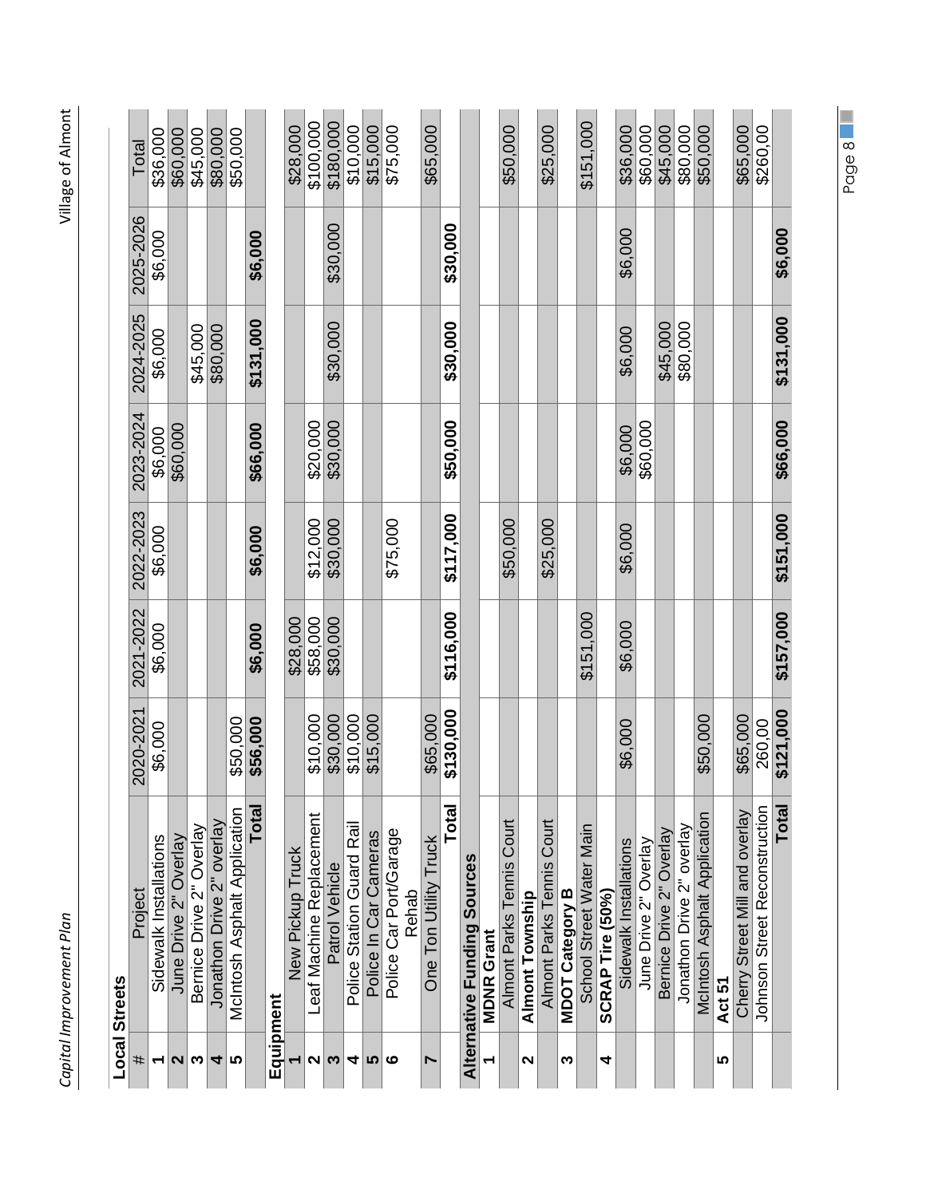## Local Streets

| # | Project | 2020-2021 | 2021-2022 | 2022-2023 | 2023-2024 | 2024-2025 | 2025-2026 | Total |
|---|---|---|---|---|---|---|---|---|
| 1 | Sidewalk Installations | $6,000 | $6,000 | $6,000 | $6,000 | $6,000 | $6,000 | $36,000 |
| 2 | June Drive 2" Overlay | | | | $60,000 | | | $60,000 |
| 3 | Bernice Drive 2" Overlay | | | | | $45,000 | | $45,000 |
| 4 | Jonathon Drive 2" overlay | | | | | $80,000 | | $80,000 |
| 5 | McIntosh Asphalt Application | $50,000 | | | | | | $50,000 |
| | **Total** | **$56,000** | **$6,000** | **$6,000** | **$66,000** | **$131,000** | **$6,000** | |

## Equipment

| # | Project | 2020-2021 | 2021-2022 | 2022-2023 | 2023-2024 | 2024-2025 | 2025-2026 | Total |
|---|---|---|---|---|---|---|---|---|
| 1 | New Pickup Truck | | $28,000 | | | | | $28,000 |
| 2 | Leaf Machine Replacement | $10,000 | $58,000 | $12,000 | $20,000 | | | $100,000 |
| 3 | Patrol Vehicle | $30,000 | $30,000 | $30,000 | $30,000 | $30,000 | $30,000 | $180,000 |
| 4 | Police Station Guard Rail | $10,000 | | | | | | $10,000 |
| 5 | Police In Car Cameras | $15,000 | | | | | | $15,000 |
| 6 | Police Car Port/Garage Rehab | | | $75,000 | | | | $75,000 |
| 7 | One Ton Utility Truck | $65,000 | | | | | | $65,000 |
| | **Total** | **$130,000** | **$116,000** | **$117,000** | **$50,000** | **$30,000** | **$30,000** | |

## Alternative Funding Sources

| # | Project | 2020-2021 | 2021-2022 | 2022-2023 | 2023-2024 | 2024-2025 | 2025-2026 | Total |
|---|---|---|---|---|---|---|---|---|
| 1 | **MDNR Grant** | | | | | | | |
| | Almont Parks Tennis Court | | | $50,000 | | | | $50,000 |
| 2 | **Almont Township** | | | | | | | |
| | Almont Parks Tennis Court | | | $25,000 | | | | $25,000 |
| 3 | **MDOT Category B** | | | | | | | |
| | School Street Water Main | | $151,000 | | | | | $151,000 |
| 4 | **SCRAP Tire (50%)** | | | | | | | |
| | Sidewalk Installations | $6,000 | $6,000 | $6,000 | $6,000 | $6,000 | $6,000 | $36,000 |
| | June Drive 2" Overlay | | | | $60,000 | | | $60,000 |
| | Bernice Drive 2" Overlay | | | | | $45,000 | | $45,000 |
| | Jonathon Drive 2" overlay | | | | | $80,000 | | $80,000 |
| | McIntosh Asphalt Application | $50,000 | | | | | | $50,000 |
| 5 | **Act 51** | | | | | | | |
| | Cherry Street Mill and overlay | $65,000 | | | | | | $65,000 |
| | Johnson Street Reconstruction | 260,00 | | | | | | $260,00 |
| | **Total** | **$121,000** | **$157,000** | **$151,000** | **$66,000** | **$131,000** | **$6,000** | |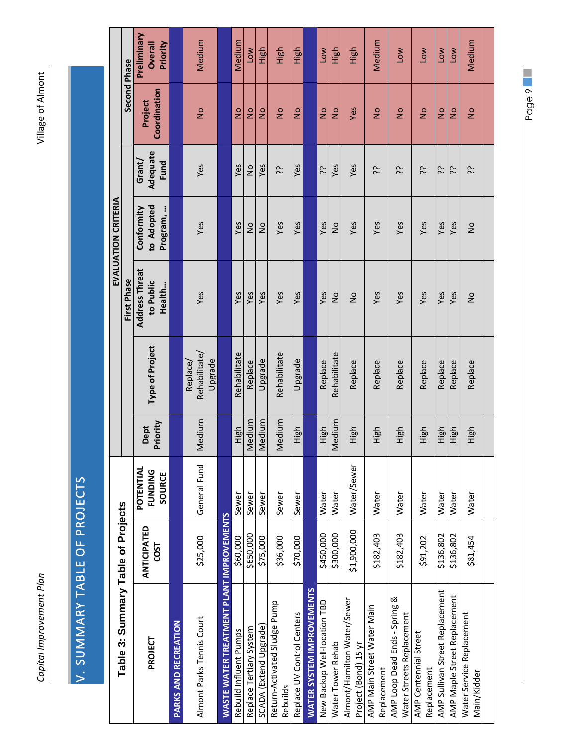## V. SUMMARY TABLE OF PROJECTS

### Table 3: Summary Table of Projects

| PROJECT | ANTICIPATED COST | POTENTIAL FUNDING SOURCE | EVALUATION CRITERIA | | | | | | |
|---|---|---|---|---|---|---|---|---|---|
| | | | First Phase | | | | | Second Phase | |
| | | | Dept Priority | Type of Project | Address Threat to Public Health… | Conformity to Adopted Program, … | Grant/ Adequate Fund | Project Coordination | Preliminary Overall Priority |
| **PARKS AND RECREATION** | | | | | | | | | |
| Almont Parks Tennis Court | $25,000 | General Fund | Medium | Replace/ Rehabilitate/ Upgrade | Yes | Yes | Yes | No | Medium |
| **WASTE WATER TREATMENT PLANT IMPROVEMENTS** | | | | | | | | | |
| Rebuild Influent Pumps | $60,000 | Sewer | High | Rehabilitate | Yes | Yes | Yes | No | Medium |
| Replace Tertiary System | $650,000 | Sewer | Medium | Replace | Yes | No | No | No | Low |
| SCADA (Extend Upgrade) | $75,000 | Sewer | Medium | Upgrade | Yes | No | Yes | No | High |
| Return-Activated Sludge Pump Rebuilds | $36,000 | Sewer | Medium | Rehabilitate | Yes | Yes | ?? | No | High |
| Replace UV Control Centers | $70,000 | Sewer | High | Upgrade | Yes | Yes | Yes | No | High |
| **WATER SYSTEM IMPROVEMENTS** | | | | | | | | | |
| New Backup Well-location TBD | $450,000 | Water | High | Replace | Yes | Yes | ?? | No | Low |
| Water Tower Rehab | $300,000 | Water | Medium | Rehabilitate | No | No | Yes | No | High |
| Almont/Hamilton Water/Sewer Project (Bond) 15 yr | $1,900,000 | Water/Sewer | High | Replace | No | Yes | Yes | Yes | High |
| AMP Main Street Water Main Replacement | $182,403 | Water | High | Replace | Yes | Yes | ?? | No | Medium |
| AMP Loop Dead Ends - Spring & Water Streets Replacement | $182,403 | Water | High | Replace | Yes | Yes | ?? | No | Low |
| AMP Centennial Street Replacement | $91,202 | Water | High | Replace | Yes | Yes | ?? | No | Low |
| AMP Sullivan Street Replacement | $136,802 | Water | High | Replace | Yes | Yes | ?? | No | Low |
| AMP Maple Street Replacement | $136,802 | Water | High | Replace | Yes | Yes | ?? | No | Low |
| Water Service Replacement Main/Kidder | $81,454 | Water | High | Replace | No | No | ?? | No | Medium |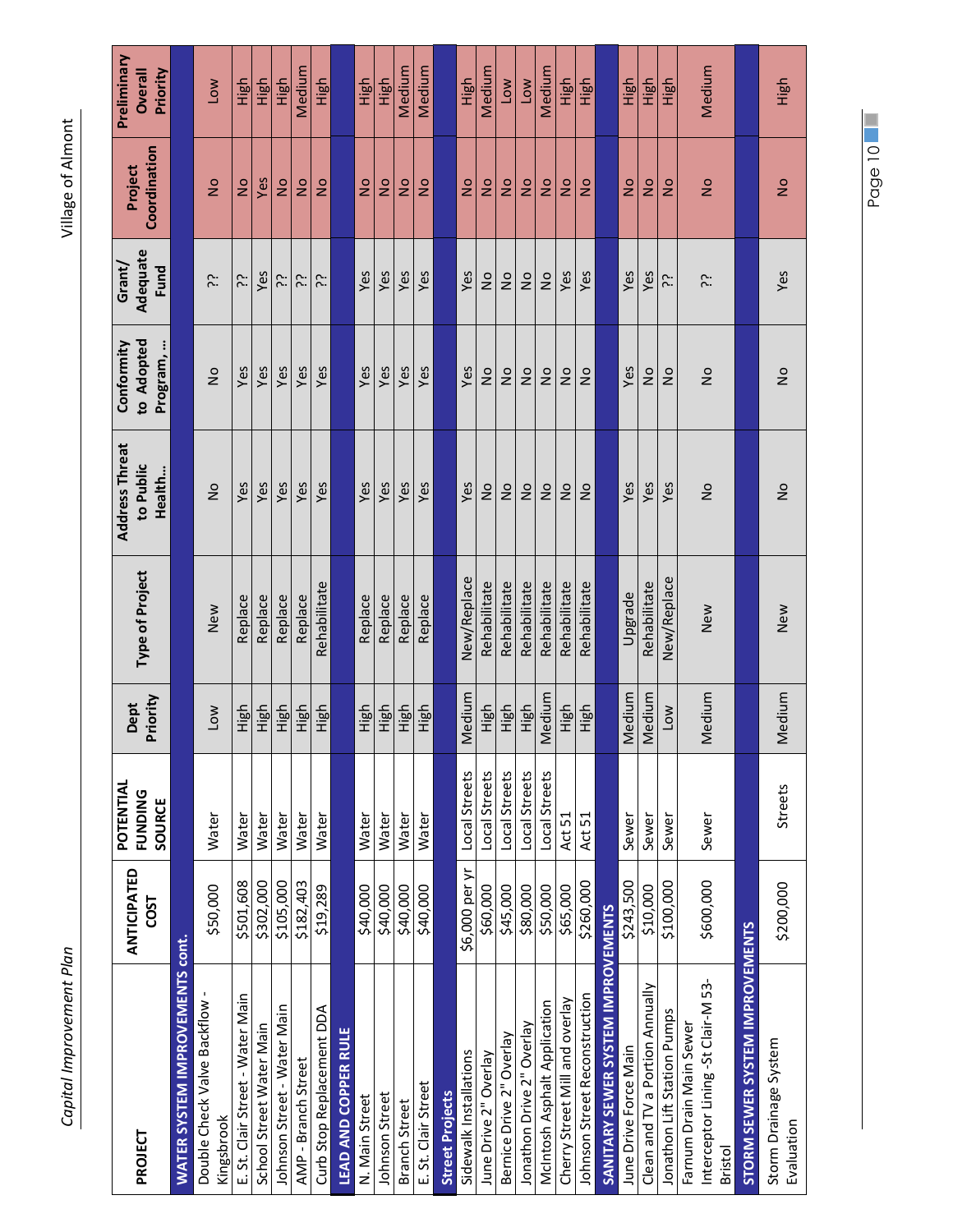| PROJECT | ANTICIPATED COST | POTENTIAL FUNDING SOURCE | Dept Priority | Type of Project | Address Threat to Public Health... | Conformity to Adopted Program, ... | Grant/ Adequate Fund | Project Coordination | Preliminary Overall Priority |
|---|---|---|---|---|---|---|---|---|---|
| **WATER SYSTEM IMPROVEMENTS cont.** | | | | | | | | | |
| Double Check Valve Backflow - Kingsbrook | $50,000 | Water | Low | New | No | No | ?? | No | Low |
| E. St. Clair Street - Water Main | $501,608 | Water | High | Replace | Yes | Yes | ?? | No | High |
| School Street Water Main | $302,000 | Water | High | Replace | Yes | Yes | Yes | Yes | High |
| Johnson Street - Water Main | $105,000 | Water | High | Replace | Yes | Yes | ?? | No | High |
| AMP - Branch Street | $182,403 | Water | High | Replace | Yes | Yes | ?? | No | Medium |
| Curb Stop Replacement DDA | $19,289 | Water | High | Rehabilitate | Yes | Yes | ?? | No | High |
| **LEAD AND COPPER RULE** | | | | | | | | | |
| N. Main Street | $40,000 | Water | High | Replace | Yes | Yes | Yes | No | High |
| Johnson Street | $40,000 | Water | High | Replace | Yes | Yes | Yes | No | High |
| Branch Street | $40,000 | Water | High | Replace | Yes | Yes | Yes | No | Medium |
| E. St. Clair Street | $40,000 | Water | High | Replace | Yes | Yes | Yes | No | Medium |
| **Street Projects** | | | | | | | | | |
| Sidewalk Installations | $6,000 per yr | Local Streets | Medium | New/Replace | Yes | Yes | Yes | No | High |
| June Drive 2" Overlay | $60,000 | Local Streets | High | Rehabilitate | No | No | No | No | Medium |
| Bernice Drive 2" Overlay | $45,000 | Local Streets | High | Rehabilitate | No | No | No | No | Low |
| Jonathon Drive 2" Overlay | $80,000 | Local Streets | High | Rehabilitate | No | No | No | No | Low |
| McIntosh Asphalt Application | $50,000 | Local Streets | Medium | Rehabilitate | No | No | No | No | Medium |
| Cherry Street Mill and overlay | $65,000 | Act 51 | High | Rehabilitate | No | No | Yes | No | High |
| Johnson Street Reconstruction | $260,000 | Act 51 | High | Rehabilitate | No | No | Yes | No | High |
| **SANITARY SEWER SYSTEM IMPROVEMENTS** | | | | | | | | | |
| June Drive Force Main | $243,500 | Sewer | Medium | Upgrade | Yes | Yes | Yes | No | High |
| Clean and TV a Portion Annually | $10,000 | Sewer | Medium | Rehabilitate | Yes | No | Yes | No | High |
| Jonathon Lift Station Pumps | $100,000 | Sewer | Low | New/Replace | Yes | No | ?? | No | High |
| Farnum Drain Main Sewer Interceptor Lining -St Clair-M 53-Bristol | $600,000 | Sewer | Medium | New | No | No | ?? | No | Medium |
| **STORM SEWER SYSTEM IMPROVEMENTS** | | | | | | | | | |
| Storm Drainage System Evaluation | $200,000 | Streets | Medium | New | No | No | Yes | No | High |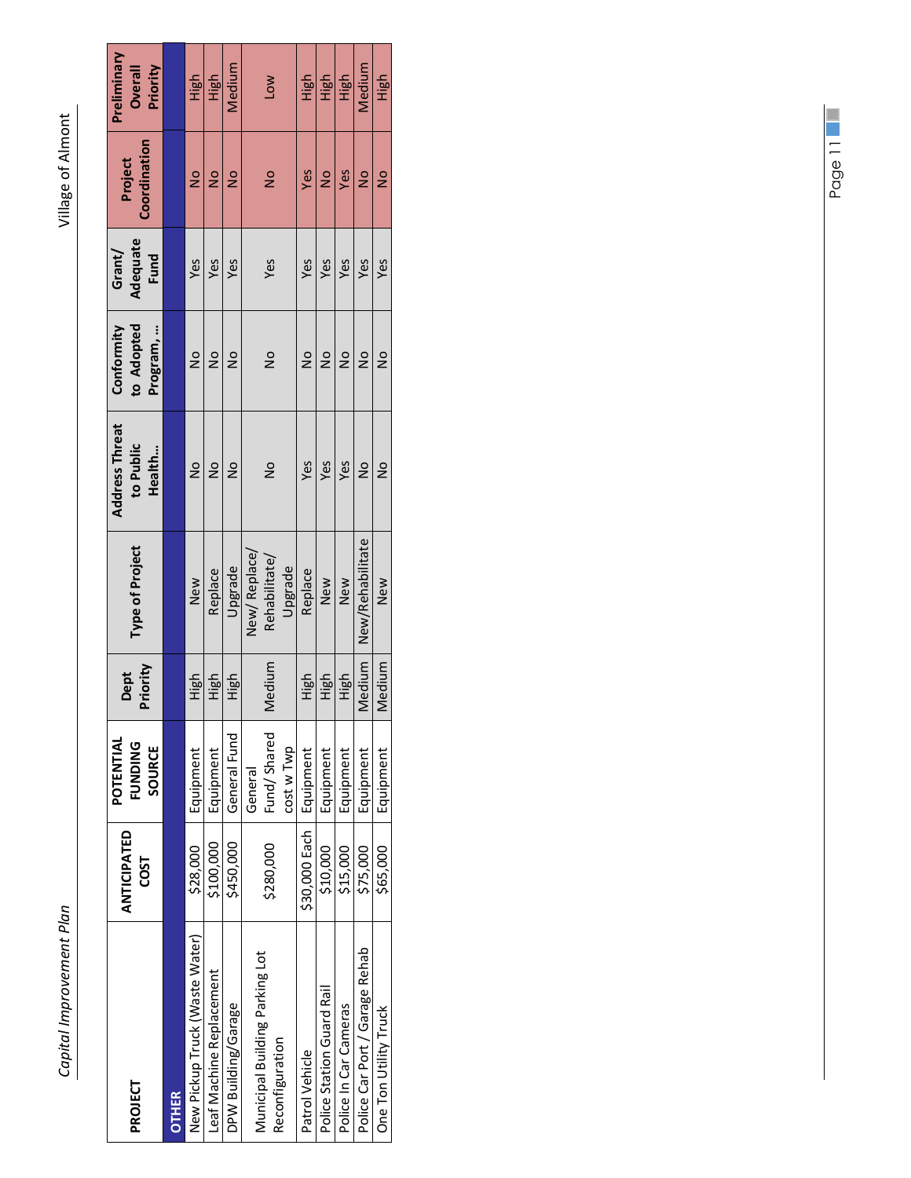| PROJECT | ANTICIPATED COST | POTENTIAL FUNDING SOURCE | Dept Priority | Type of Project | Address Threat to Public Health... | Conformity to Adopted Program, ... | Grant/ Adequate Fund | Project Coordination | Preliminary Overall Priority |
|---|---|---|---|---|---|---|---|---|---|
| **OTHER** | | | | | | | | | |
| New Pickup Truck (Waste Water) | $28,000 | Equipment | High | New | No | No | Yes | No | High |
| Leaf Machine Replacement | $100,000 | Equipment | High | Replace | No | No | Yes | No | High |
| DPW Building/Garage | $450,000 | General Fund | High | Upgrade | No | No | Yes | No | Medium |
| Municipal Building Parking Lot Reconfiguration | $280,000 | General Fund/ Shared cost w Twp | Medium | New/ Replace/ Rehabilitate/ Upgrade | No | No | Yes | No | Low |
| Patrol Vehicle | $30,000 Each | Equipment | High | Replace | Yes | No | Yes | Yes | High |
| Police Station Guard Rail | $10,000 | Equipment | High | New | Yes | No | Yes | No | High |
| Police In Car Cameras | $15,000 | Equipment | High | New | Yes | No | Yes | Yes | High |
| Police Car Port / Garage Rehab | $75,000 | Equipment | Medium | New/Rehabilitate | No | No | Yes | No | Medium |
| One Ton Utility Truck | $65,000 | Equipment | Medium | New | No | No | Yes | No | High |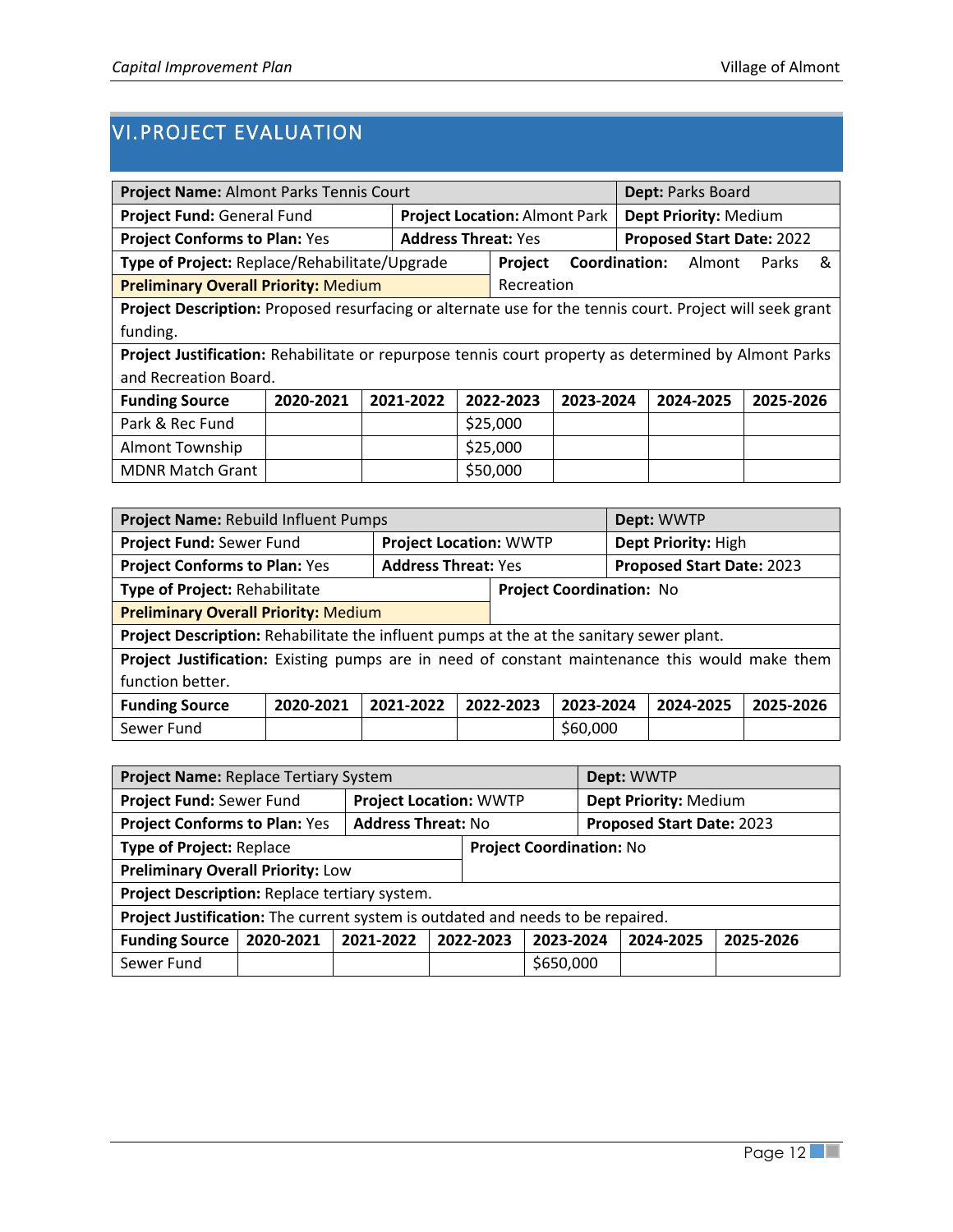## VI. PROJECT EVALUATION

| **Project Name:** Almont Parks Tennis Court | | **Dept:** Parks Board |
|---|---|---|
| **Project Fund:** General Fund | **Project Location:** Almont Park | **Dept Priority:** Medium |
| **Project Conforms to Plan:** Yes | **Address Threat:** Yes | **Proposed Start Date:** 2022 |
| **Type of Project:** Replace/Rehabilitate/Upgrade | **Project Coordination:** Almont Parks & Recreation | |
| **Preliminary Overall Priority:** Medium | | |

**Project Description:** Proposed resurfacing or alternate use for the tennis court. Project will seek grant funding.

**Project Justification:** Rehabilitate or repurpose tennis court property as determined by Almont Parks and Recreation Board.

| Funding Source | 2020-2021 | 2021-2022 | 2022-2023 | 2023-2024 | 2024-2025 | 2025-2026 |
|---|---|---|---|---|---|---|
| Park & Rec Fund | | | $25,000 | | | |
| Almont Township | | | $25,000 | | | |
| MDNR Match Grant | | | $50,000 | | | |

| **Project Name:** Rebuild Influent Pumps | | **Dept:** WWTP |
|---|---|---|
| **Project Fund:** Sewer Fund | **Project Location:** WWTP | **Dept Priority:** High |
| **Project Conforms to Plan:** Yes | **Address Threat:** Yes | **Proposed Start Date:** 2023 |
| **Type of Project:** Rehabilitate | **Project Coordination:** No | |
| **Preliminary Overall Priority:** Medium | | |

**Project Description:** Rehabilitate the influent pumps at the at the sanitary sewer plant.

**Project Justification:** Existing pumps are in need of constant maintenance this would make them function better.

| Funding Source | 2020-2021 | 2021-2022 | 2022-2023 | 2023-2024 | 2024-2025 | 2025-2026 |
|---|---|---|---|---|---|---|
| Sewer Fund | | | | $60,000 | | |

| **Project Name:** Replace Tertiary System | | **Dept:** WWTP |
|---|---|---|
| **Project Fund:** Sewer Fund | **Project Location:** WWTP | **Dept Priority:** Medium |
| **Project Conforms to Plan:** Yes | **Address Threat:** No | **Proposed Start Date:** 2023 |
| **Type of Project:** Replace | **Project Coordination:** No | |
| **Preliminary Overall Priority:** Low | | |

**Project Description:** Replace tertiary system.

**Project Justification:** The current system is outdated and needs to be repaired.

| Funding Source | 2020-2021 | 2021-2022 | 2022-2023 | 2023-2024 | 2024-2025 | 2025-2026 |
|---|---|---|---|---|---|---|
| Sewer Fund | | | | $650,000 | | |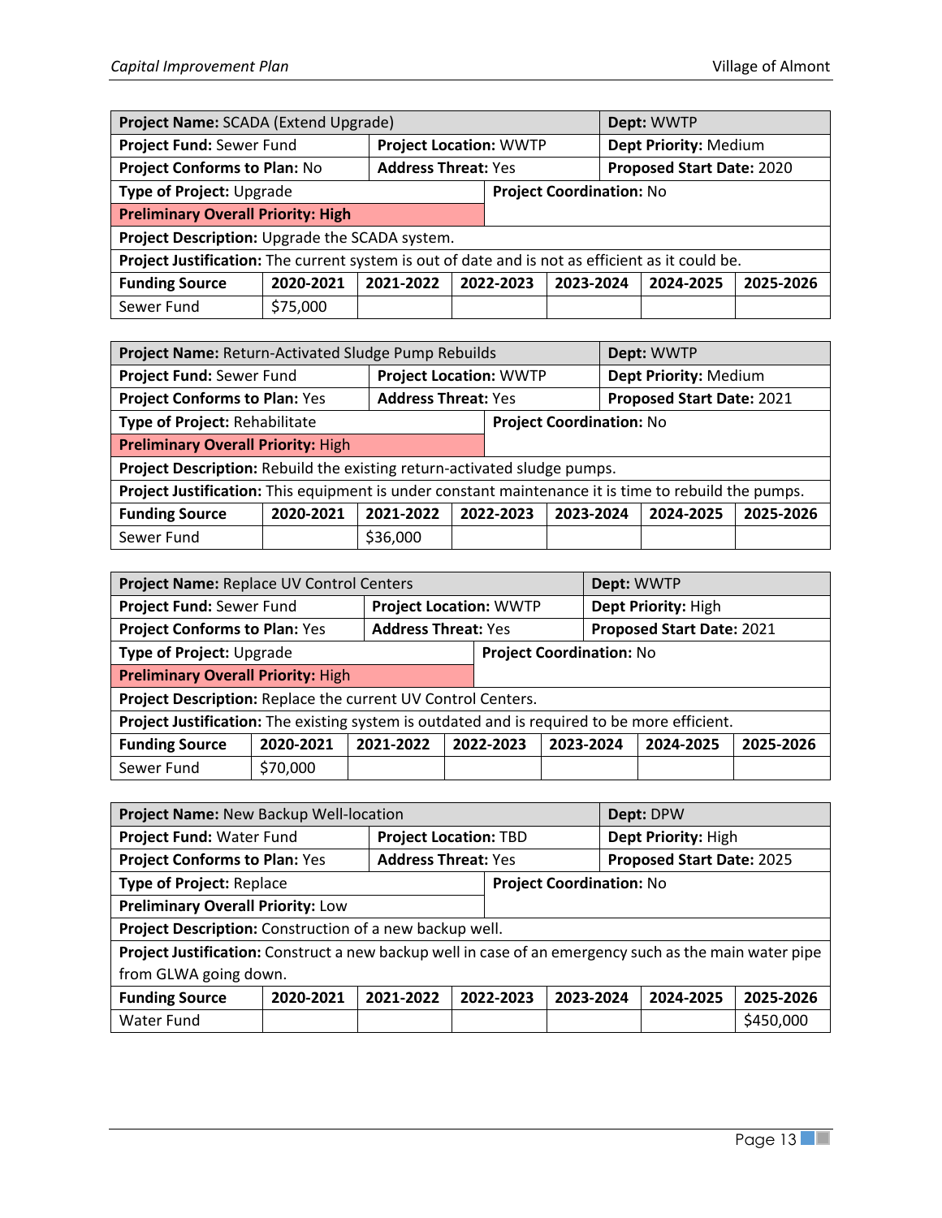| **Project Name:** SCADA (Extend Upgrade) | | | | | **Dept:** WWTP | |
|---|---|---|---|---|---|---|
| **Project Fund:** Sewer Fund | | **Project Location:** WWTP | | | **Dept Priority:** Medium | |
| **Project Conforms to Plan:** No | | **Address Threat:** Yes | | | **Proposed Start Date:** 2020 | |
| **Type of Project:** Upgrade | | | **Project Coordination:** No | | | |
| **Preliminary Overall Priority: High** | | | | | | |
| **Project Description:** Upgrade the SCADA system. | | | | | | |
| **Project Justification:** The current system is out of date and is not as efficient as it could be. | | | | | | |
| **Funding Source** | **2020-2021** | **2021-2022** | **2022-2023** | **2023-2024** | **2024-2025** | **2025-2026** |
| Sewer Fund | $75,000 | | | | | |

| **Project Name:** Return-Activated Sludge Pump Rebuilds | | | | | **Dept:** WWTP | |
|---|---|---|---|---|---|---|
| **Project Fund:** Sewer Fund | | **Project Location:** WWTP | | | **Dept Priority:** Medium | |
| **Project Conforms to Plan:** Yes | | **Address Threat:** Yes | | | **Proposed Start Date:** 2021 | |
| **Type of Project:** Rehabilitate | | | **Project Coordination:** No | | | |
| **Preliminary Overall Priority:** High | | | | | | |
| **Project Description:** Rebuild the existing return-activated sludge pumps. | | | | | | |
| **Project Justification:** This equipment is under constant maintenance it is time to rebuild the pumps. | | | | | | |
| **Funding Source** | **2020-2021** | **2021-2022** | **2022-2023** | **2023-2024** | **2024-2025** | **2025-2026** |
| Sewer Fund | | $36,000 | | | | |

| **Project Name:** Replace UV Control Centers | | | | | **Dept:** WWTP | |
|---|---|---|---|---|---|---|
| **Project Fund:** Sewer Fund | | **Project Location:** WWTP | | | **Dept Priority:** High | |
| **Project Conforms to Plan:** Yes | | **Address Threat:** Yes | | | **Proposed Start Date:** 2021 | |
| **Type of Project:** Upgrade | | | **Project Coordination:** No | | | |
| **Preliminary Overall Priority:** High | | | | | | |
| **Project Description:** Replace the current UV Control Centers. | | | | | | |
| **Project Justification:** The existing system is outdated and is required to be more efficient. | | | | | | |
| **Funding Source** | **2020-2021** | **2021-2022** | **2022-2023** | **2023-2024** | **2024-2025** | **2025-2026** |
| Sewer Fund | $70,000 | | | | | |

| **Project Name:** New Backup Well-location | | | | | **Dept:** DPW | |
|---|---|---|---|---|---|---|
| **Project Fund:** Water Fund | | **Project Location:** TBD | | | **Dept Priority:** High | |
| **Project Conforms to Plan:** Yes | | **Address Threat:** Yes | | | **Proposed Start Date:** 2025 | |
| **Type of Project:** Replace | | | **Project Coordination:** No | | | |
| **Preliminary Overall Priority:** Low | | | | | | |
| **Project Description:** Construction of a new backup well. | | | | | | |
| **Project Justification:** Construct a new backup well in case of an emergency such as the main water pipe from GLWA going down. | | | | | | |
| **Funding Source** | **2020-2021** | **2021-2022** | **2022-2023** | **2023-2024** | **2024-2025** | **2025-2026** |
| Water Fund | | | | | | $450,000 |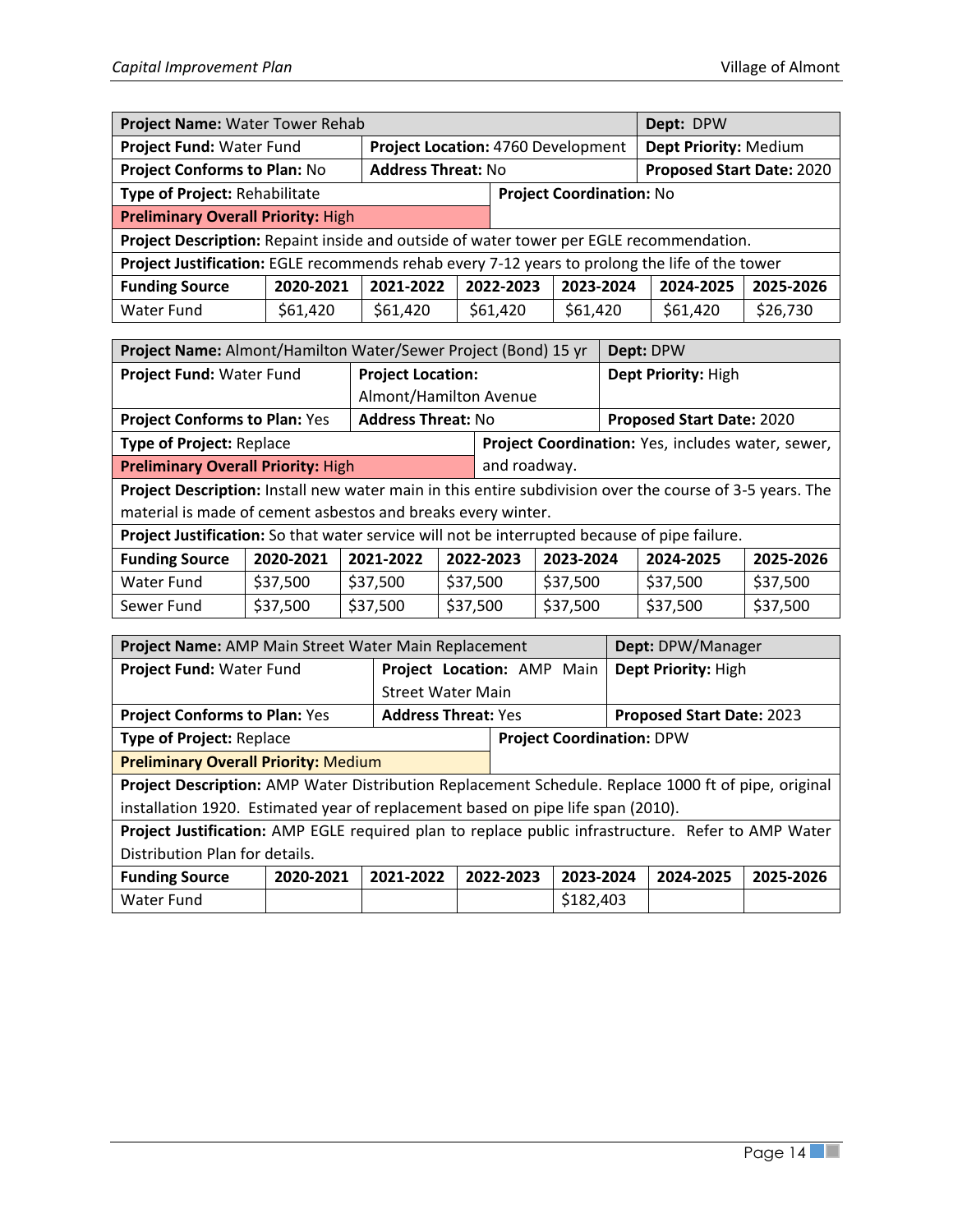| **Project Name:** Water Tower Rehab | | | | | **Dept:** DPW | |
|---|---|---|---|---|---|---|
| **Project Fund:** Water Fund | | **Project Location:** 4760 Development | | | **Dept Priority:** Medium | |
| **Project Conforms to Plan:** No | | **Address Threat:** No | | | **Proposed Start Date:** 2020 | |
| **Type of Project:** Rehabilitate | | | **Project Coordination:** No | | | |
| **Preliminary Overall Priority:** High | | | | | | |
| **Project Description:** Repaint inside and outside of water tower per EGLE recommendation. | | | | | | |
| **Project Justification:** EGLE recommends rehab every 7-12 years to prolong the life of the tower | | | | | | |
| **Funding Source** | **2020-2021** | **2021-2022** | **2022-2023** | **2023-2024** | **2024-2025** | **2025-2026** |
| Water Fund | $61,420 | $61,420 | $61,420 | $61,420 | $61,420 | $26,730 |

| **Project Name:** Almont/Hamilton Water/Sewer Project (Bond) 15 yr | | | | | **Dept:** DPW | |
|---|---|---|---|---|---|---|
| **Project Fund:** Water Fund | | **Project Location:** Almont/Hamilton Avenue | | | **Dept Priority:** High | |
| **Project Conforms to Plan:** Yes | | **Address Threat:** No | | | **Proposed Start Date:** 2020 | |
| **Type of Project:** Replace | | | **Project Coordination:** Yes, includes water, sewer, and roadway. | | | |
| **Preliminary Overall Priority:** High | | | | | | |
| **Project Description:** Install new water main in this entire subdivision over the course of 3-5 years. The material is made of cement asbestos and breaks every winter. | | | | | | |
| **Project Justification:** So that water service will not be interrupted because of pipe failure. | | | | | | |
| **Funding Source** | **2020-2021** | **2021-2022** | **2022-2023** | **2023-2024** | **2024-2025** | **2025-2026** |
| Water Fund | $37,500 | $37,500 | $37,500 | $37,500 | $37,500 | $37,500 |
| Sewer Fund | $37,500 | $37,500 | $37,500 | $37,500 | $37,500 | $37,500 |

| **Project Name:** AMP Main Street Water Main Replacement | | | | | **Dept:** DPW/Manager | |
|---|---|---|---|---|---|---|
| **Project Fund:** Water Fund | | **Project Location:** AMP Main Street Water Main | | | **Dept Priority:** High | |
| **Project Conforms to Plan:** Yes | | **Address Threat:** Yes | | | **Proposed Start Date:** 2023 | |
| **Type of Project:** Replace | | | **Project Coordination:** DPW | | | |
| **Preliminary Overall Priority:** Medium | | | | | | |
| **Project Description:** AMP Water Distribution Replacement Schedule. Replace 1000 ft of pipe, original installation 1920. Estimated year of replacement based on pipe life span (2010). | | | | | | |
| **Project Justification:** AMP EGLE required plan to replace public infrastructure. Refer to AMP Water Distribution Plan for details. | | | | | | |
| **Funding Source** | **2020-2021** | **2021-2022** | **2022-2023** | **2023-2024** | **2024-2025** | **2025-2026** |
| Water Fund | | | | $182,403 | | |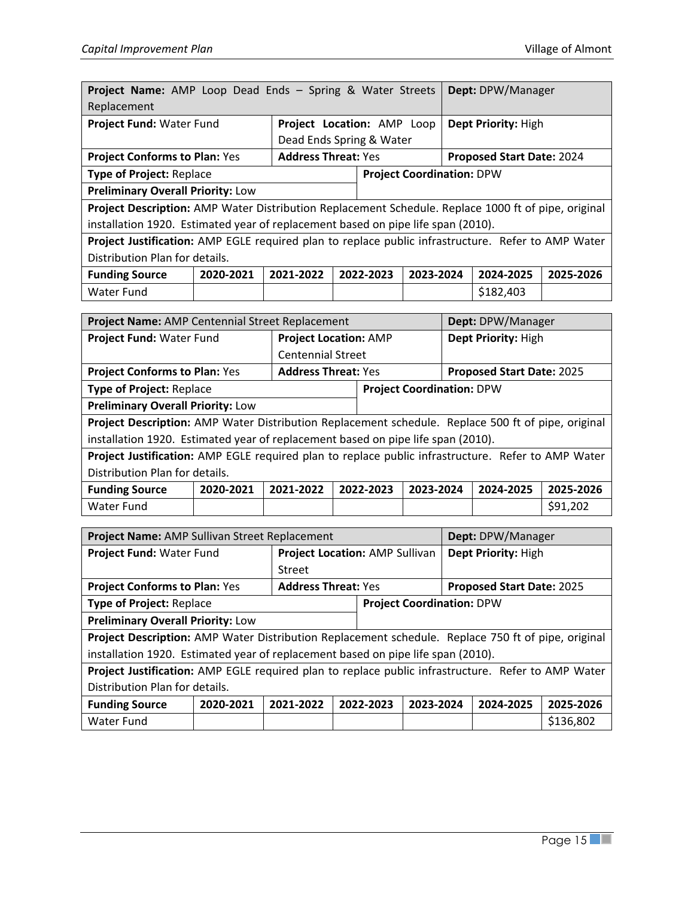| **Project Name:** AMP Loop Dead Ends – Spring & Water Streets Replacement | | | | | **Dept:** DPW/Manager | |
|---|---|---|---|---|---|---|
| **Project Fund:** Water Fund | | **Project Location:** AMP Loop Dead Ends Spring & Water | | | **Dept Priority:** High | |
| **Project Conforms to Plan:** Yes | | **Address Threat:** Yes | | | **Proposed Start Date:** 2024 | |
| **Type of Project:** Replace | | | **Project Coordination:** DPW | | | |
| **Preliminary Overall Priority:** Low | | | | | | |
| **Project Description:** AMP Water Distribution Replacement Schedule. Replace 1000 ft of pipe, original installation 1920. Estimated year of replacement based on pipe life span (2010). | | | | | | |
| **Project Justification:** AMP EGLE required plan to replace public infrastructure. Refer to AMP Water Distribution Plan for details. | | | | | | |
| **Funding Source** | **2020-2021** | **2021-2022** | **2022-2023** | **2023-2024** | **2024-2025** | **2025-2026** |
| Water Fund | | | | | $182,403 | |

| **Project Name:** AMP Centennial Street Replacement | | | | | **Dept:** DPW/Manager | |
|---|---|---|---|---|---|---|
| **Project Fund:** Water Fund | | **Project Location:** AMP Centennial Street | | | **Dept Priority:** High | |
| **Project Conforms to Plan:** Yes | | **Address Threat:** Yes | | | **Proposed Start Date:** 2025 | |
| **Type of Project:** Replace | | | **Project Coordination:** DPW | | | |
| **Preliminary Overall Priority:** Low | | | | | | |
| **Project Description:** AMP Water Distribution Replacement schedule. Replace 500 ft of pipe, original installation 1920. Estimated year of replacement based on pipe life span (2010). | | | | | | |
| **Project Justification:** AMP EGLE required plan to replace public infrastructure. Refer to AMP Water Distribution Plan for details. | | | | | | |
| **Funding Source** | **2020-2021** | **2021-2022** | **2022-2023** | **2023-2024** | **2024-2025** | **2025-2026** |
| Water Fund | | | | | | $91,202 |

| **Project Name:** AMP Sullivan Street Replacement | | | | | **Dept:** DPW/Manager | |
|---|---|---|---|---|---|---|
| **Project Fund:** Water Fund | | **Project Location:** AMP Sullivan Street | | | **Dept Priority:** High | |
| **Project Conforms to Plan:** Yes | | **Address Threat:** Yes | | | **Proposed Start Date:** 2025 | |
| **Type of Project:** Replace | | | **Project Coordination:** DPW | | | |
| **Preliminary Overall Priority:** Low | | | | | | |
| **Project Description:** AMP Water Distribution Replacement schedule. Replace 750 ft of pipe, original installation 1920. Estimated year of replacement based on pipe life span (2010). | | | | | | |
| **Project Justification:** AMP EGLE required plan to replace public infrastructure. Refer to AMP Water Distribution Plan for details. | | | | | | |
| **Funding Source** | **2020-2021** | **2021-2022** | **2022-2023** | **2023-2024** | **2024-2025** | **2025-2026** |
| Water Fund | | | | | | $136,802 |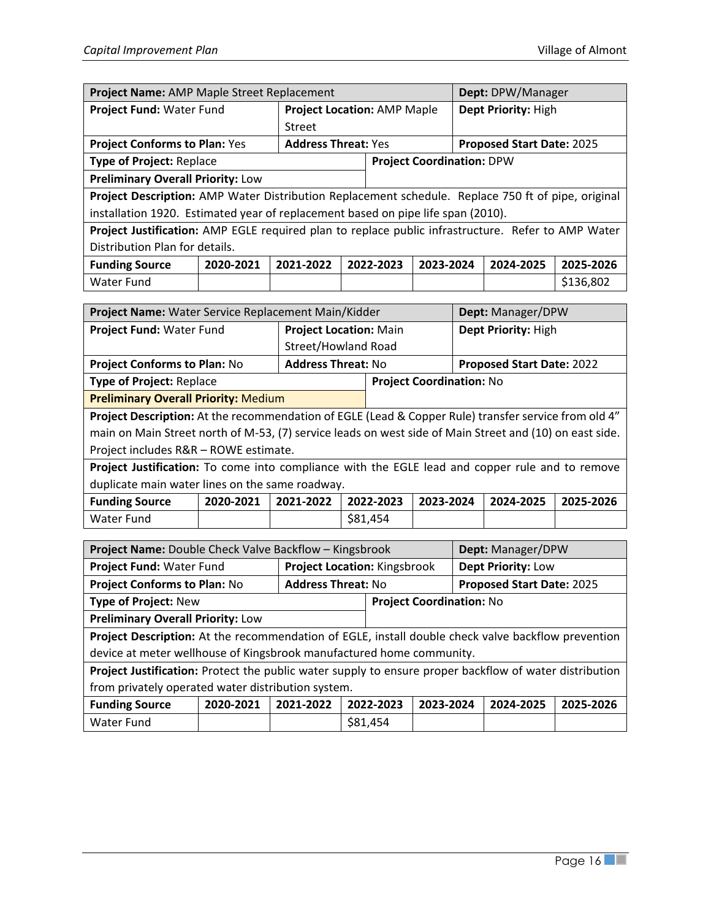| **Project Name:** AMP Maple Street Replacement | | | | | **Dept:** DPW/Manager | |
|---|---|---|---|---|---|---|
| **Project Fund:** Water Fund | | **Project Location:** AMP Maple Street | | | **Dept Priority:** High | |
| **Project Conforms to Plan:** Yes | | **Address Threat:** Yes | | | **Proposed Start Date:** 2025 | |
| **Type of Project:** Replace | | | **Project Coordination:** DPW | | | |
| **Preliminary Overall Priority:** Low | | | | | | |
| **Project Description:** AMP Water Distribution Replacement schedule. Replace 750 ft of pipe, original installation 1920. Estimated year of replacement based on pipe life span (2010). | | | | | | |
| **Project Justification:** AMP EGLE required plan to replace public infrastructure. Refer to AMP Water Distribution Plan for details. | | | | | | |
| **Funding Source** | **2020-2021** | **2021-2022** | **2022-2023** | **2023-2024** | **2024-2025** | **2025-2026** |
| Water Fund | | | | | | $136,802 |

| **Project Name:** Water Service Replacement Main/Kidder | | | | | **Dept:** Manager/DPW | |
|---|---|---|---|---|---|---|
| **Project Fund:** Water Fund | | **Project Location:** Main Street/Howland Road | | | **Dept Priority:** High | |
| **Project Conforms to Plan:** No | | **Address Threat:** No | | | **Proposed Start Date:** 2022 | |
| **Type of Project:** Replace | | | **Project Coordination:** No | | | |
| **Preliminary Overall Priority:** Medium | | | | | | |
| **Project Description:** At the recommendation of EGLE (Lead & Copper Rule) transfer service from old 4" main on Main Street north of M-53, (7) service leads on west side of Main Street and (10) on east side. Project includes R&R – ROWE estimate. | | | | | | |
| **Project Justification:** To come into compliance with the EGLE lead and copper rule and to remove duplicate main water lines on the same roadway. | | | | | | |
| **Funding Source** | **2020-2021** | **2021-2022** | **2022-2023** | **2023-2024** | **2024-2025** | **2025-2026** |
| Water Fund | | | $81,454 | | | |

| **Project Name:** Double Check Valve Backflow – Kingsbrook | | | | | **Dept:** Manager/DPW | |
|---|---|---|---|---|---|---|
| **Project Fund:** Water Fund | | **Project Location:** Kingsbrook | | | **Dept Priority:** Low | |
| **Project Conforms to Plan:** No | | **Address Threat:** No | | | **Proposed Start Date:** 2025 | |
| **Type of Project:** New | | | **Project Coordination:** No | | | |
| **Preliminary Overall Priority:** Low | | | | | | |
| **Project Description:** At the recommendation of EGLE, install double check valve backflow prevention device at meter wellhouse of Kingsbrook manufactured home community. | | | | | | |
| **Project Justification:** Protect the public water supply to ensure proper backflow of water distribution from privately operated water distribution system. | | | | | | |
| **Funding Source** | **2020-2021** | **2021-2022** | **2022-2023** | **2023-2024** | **2024-2025** | **2025-2026** |
| Water Fund | | | $81,454 | | | |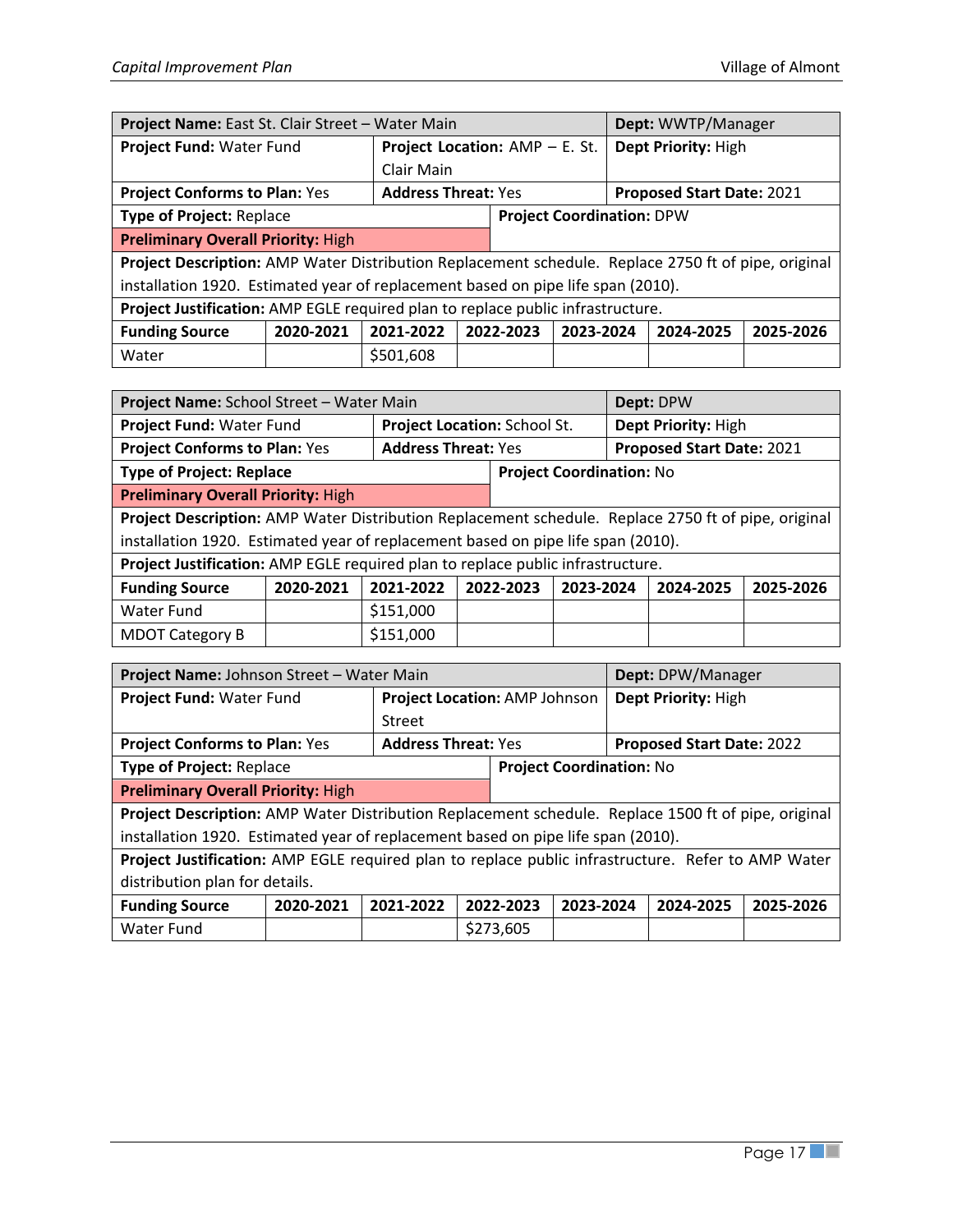| **Project Name:** East St. Clair Street – Water Main | | | | | **Dept:** WWTP/Manager | |
|---|---|---|---|---|---|---|
| **Project Fund:** Water Fund | | **Project Location:** AMP – E. St. Clair Main | | | **Dept Priority:** High | |
| **Project Conforms to Plan:** Yes | | **Address Threat:** Yes | | | **Proposed Start Date:** 2021 | |
| **Type of Project:** Replace | | | **Project Coordination:** DPW | | | |
| **Preliminary Overall Priority:** High | | | | | | |
| **Project Description:** AMP Water Distribution Replacement schedule. Replace 2750 ft of pipe, original installation 1920. Estimated year of replacement based on pipe life span (2010). | | | | | | |
| **Project Justification:** AMP EGLE required plan to replace public infrastructure. | | | | | | |
| **Funding Source** | **2020-2021** | **2021-2022** | **2022-2023** | **2023-2024** | **2024-2025** | **2025-2026** |
| Water | | $501,608 | | | | |

| **Project Name:** School Street – Water Main | | | | | **Dept:** DPW | |
|---|---|---|---|---|---|---|
| **Project Fund:** Water Fund | | **Project Location:** School St. | | | **Dept Priority:** High | |
| **Project Conforms to Plan:** Yes | | **Address Threat:** Yes | | | **Proposed Start Date:** 2021 | |
| **Type of Project: Replace** | | | **Project Coordination:** No | | | |
| **Preliminary Overall Priority:** High | | | | | | |
| **Project Description:** AMP Water Distribution Replacement schedule. Replace 2750 ft of pipe, original installation 1920. Estimated year of replacement based on pipe life span (2010). | | | | | | |
| **Project Justification:** AMP EGLE required plan to replace public infrastructure. | | | | | | |
| **Funding Source** | **2020-2021** | **2021-2022** | **2022-2023** | **2023-2024** | **2024-2025** | **2025-2026** |
| Water Fund | | $151,000 | | | | |
| MDOT Category B | | $151,000 | | | | |

| **Project Name:** Johnson Street – Water Main | | | | | **Dept:** DPW/Manager | |
|---|---|---|---|---|---|---|
| **Project Fund:** Water Fund | | **Project Location:** AMP Johnson Street | | | **Dept Priority:** High | |
| **Project Conforms to Plan:** Yes | | **Address Threat:** Yes | | | **Proposed Start Date:** 2022 | |
| **Type of Project:** Replace | | | **Project Coordination:** No | | | |
| **Preliminary Overall Priority:** High | | | | | | |
| **Project Description:** AMP Water Distribution Replacement schedule. Replace 1500 ft of pipe, original installation 1920. Estimated year of replacement based on pipe life span (2010). | | | | | | |
| **Project Justification:** AMP EGLE required plan to replace public infrastructure. Refer to AMP Water distribution plan for details. | | | | | | |
| **Funding Source** | **2020-2021** | **2021-2022** | **2022-2023** | **2023-2024** | **2024-2025** | **2025-2026** |
| Water Fund | | | $273,605 | | | |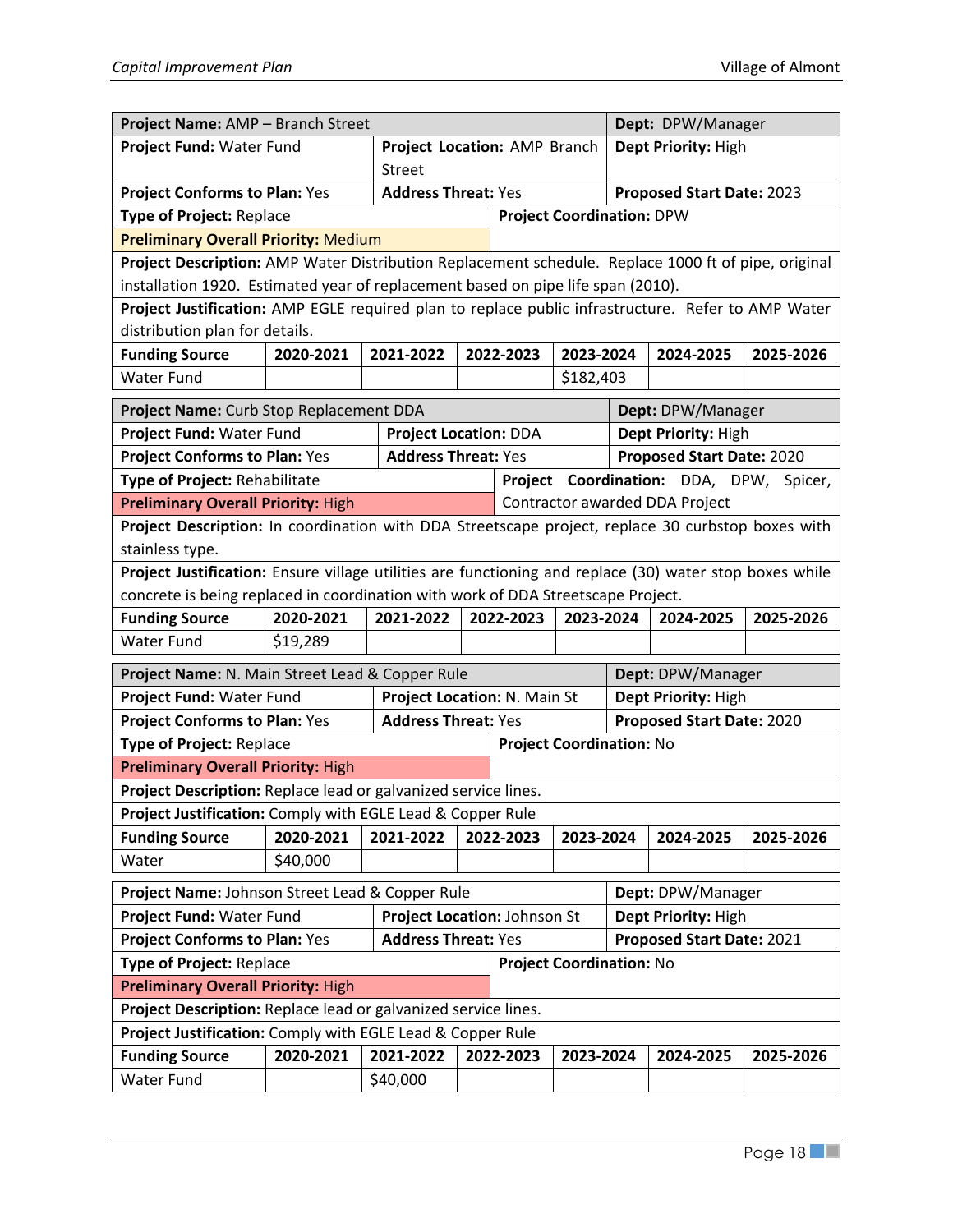| Project Name: AMP – Branch Street | | | Dept: DPW/Manager |
|---|---|---|---|
| Project Fund: Water Fund | Project Location: AMP Branch Street | | Dept Priority: High |
| Project Conforms to Plan: Yes | Address Threat: Yes | | Proposed Start Date: 2023 |
| Type of Project: Replace | | Project Coordination: DPW | |
| Preliminary Overall Priority: Medium | | | |
| Project Description: AMP Water Distribution Replacement schedule. Replace 1000 ft of pipe, original installation 1920. Estimated year of replacement based on pipe life span (2010). | | | |
| Project Justification: AMP EGLE required plan to replace public infrastructure. Refer to AMP Water distribution plan for details. | | | |

| Funding Source | 2020-2021 | 2021-2022 | 2022-2023 | 2023-2024 | 2024-2025 | 2025-2026 |
|---|---|---|---|---|---|---|
| Water Fund | | | | $182,403 | | |

| Project Name: Curb Stop Replacement DDA | | | Dept: DPW/Manager |
|---|---|---|---|
| Project Fund: Water Fund | Project Location: DDA | | Dept Priority: High |
| Project Conforms to Plan: Yes | Address Threat: Yes | | Proposed Start Date: 2020 |
| Type of Project: Rehabilitate | | Project Coordination: DDA, DPW, Spicer, Contractor awarded DDA Project | |
| Preliminary Overall Priority: High | | | |
| Project Description: In coordination with DDA Streetscape project, replace 30 curbstop boxes with stainless type. | | | |
| Project Justification: Ensure village utilities are functioning and replace (30) water stop boxes while concrete is being replaced in coordination with work of DDA Streetscape Project. | | | |

| Funding Source | 2020-2021 | 2021-2022 | 2022-2023 | 2023-2024 | 2024-2025 | 2025-2026 |
|---|---|---|---|---|---|---|
| Water Fund | $19,289 | | | | | |

| Project Name: N. Main Street Lead & Copper Rule | | | Dept: DPW/Manager |
|---|---|---|---|
| Project Fund: Water Fund | Project Location: N. Main St | | Dept Priority: High |
| Project Conforms to Plan: Yes | Address Threat: Yes | | Proposed Start Date: 2020 |
| Type of Project: Replace | | Project Coordination: No | |
| Preliminary Overall Priority: High | | | |
| Project Description: Replace lead or galvanized service lines. | | | |
| Project Justification: Comply with EGLE Lead & Copper Rule | | | |

| Funding Source | 2020-2021 | 2021-2022 | 2022-2023 | 2023-2024 | 2024-2025 | 2025-2026 |
|---|---|---|---|---|---|---|
| Water | $40,000 | | | | | |

| Project Name: Johnson Street Lead & Copper Rule | | | Dept: DPW/Manager |
|---|---|---|---|
| Project Fund: Water Fund | Project Location: Johnson St | | Dept Priority: High |
| Project Conforms to Plan: Yes | Address Threat: Yes | | Proposed Start Date: 2021 |
| Type of Project: Replace | | Project Coordination: No | |
| Preliminary Overall Priority: High | | | |
| Project Description: Replace lead or galvanized service lines. | | | |
| Project Justification: Comply with EGLE Lead & Copper Rule | | | |

| Funding Source | 2020-2021 | 2021-2022 | 2022-2023 | 2023-2024 | 2024-2025 | 2025-2026 |
|---|---|---|---|---|---|---|
| Water Fund | | $40,000 | | | | |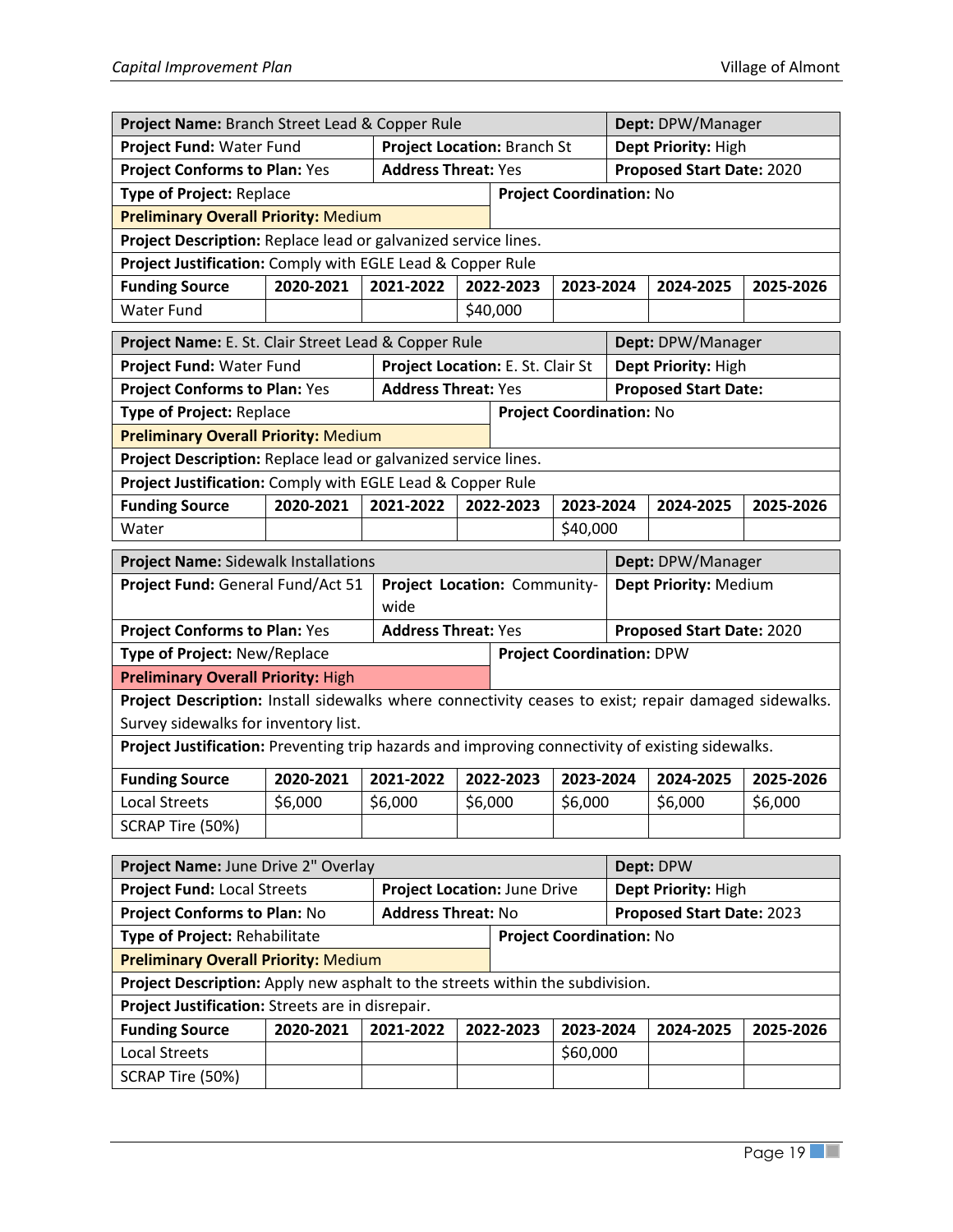| **Project Name:** Branch Street Lead & Copper Rule | | | **Dept:** DPW/Manager |
|---|---|---|---|
| **Project Fund:** Water Fund | **Project Location:** Branch St | | **Dept Priority:** High |
| **Project Conforms to Plan:** Yes | **Address Threat:** Yes | | **Proposed Start Date:** 2020 |
| **Type of Project:** Replace | | **Project Coordination:** No | |
| **Preliminary Overall Priority:** Medium | | | |
| **Project Description:** Replace lead or galvanized service lines. | | | |
| **Project Justification:** Comply with EGLE Lead & Copper Rule | | | |

| Funding Source | 2020-2021 | 2021-2022 | 2022-2023 | 2023-2024 | 2024-2025 | 2025-2026 |
|---|---|---|---|---|---|---|
| Water Fund | | | $40,000 | | | |

| **Project Name:** E. St. Clair Street Lead & Copper Rule | | | **Dept:** DPW/Manager |
|---|---|---|---|
| **Project Fund:** Water Fund | **Project Location:** E. St. Clair St | | **Dept Priority:** High |
| **Project Conforms to Plan:** Yes | **Address Threat:** Yes | | **Proposed Start Date:** |
| **Type of Project:** Replace | | **Project Coordination:** No | |
| **Preliminary Overall Priority:** Medium | | | |
| **Project Description:** Replace lead or galvanized service lines. | | | |
| **Project Justification:** Comply with EGLE Lead & Copper Rule | | | |

| Funding Source | 2020-2021 | 2021-2022 | 2022-2023 | 2023-2024 | 2024-2025 | 2025-2026 |
|---|---|---|---|---|---|---|
| Water | | | | $40,000 | | |

| **Project Name:** Sidewalk Installations | | | **Dept:** DPW/Manager |
|---|---|---|---|
| **Project Fund:** General Fund/Act 51 | **Project Location:** Community-wide | | **Dept Priority:** Medium |
| **Project Conforms to Plan:** Yes | **Address Threat:** Yes | | **Proposed Start Date:** 2020 |
| **Type of Project:** New/Replace | | **Project Coordination:** DPW | |
| **Preliminary Overall Priority:** High | | | |
| **Project Description:** Install sidewalks where connectivity ceases to exist; repair damaged sidewalks. Survey sidewalks for inventory list. | | | |
| **Project Justification:** Preventing trip hazards and improving connectivity of existing sidewalks. | | | |

| Funding Source | 2020-2021 | 2021-2022 | 2022-2023 | 2023-2024 | 2024-2025 | 2025-2026 |
|---|---|---|---|---|---|---|
| Local Streets | $6,000 | $6,000 | $6,000 | $6,000 | $6,000 | $6,000 |
| SCRAP Tire (50%) | | | | | | |

| **Project Name:** June Drive 2" Overlay | | | **Dept:** DPW |
|---|---|---|---|
| **Project Fund:** Local Streets | **Project Location:** June Drive | | **Dept Priority:** High |
| **Project Conforms to Plan:** No | **Address Threat:** No | | **Proposed Start Date:** 2023 |
| **Type of Project:** Rehabilitate | | **Project Coordination:** No | |
| **Preliminary Overall Priority:** Medium | | | |
| **Project Description:** Apply new asphalt to the streets within the subdivision. | | | |
| **Project Justification:** Streets are in disrepair. | | | |

| Funding Source | 2020-2021 | 2021-2022 | 2022-2023 | 2023-2024 | 2024-2025 | 2025-2026 |
|---|---|---|---|---|---|---|
| Local Streets | | | | $60,000 | | |
| SCRAP Tire (50%) | | | | | | |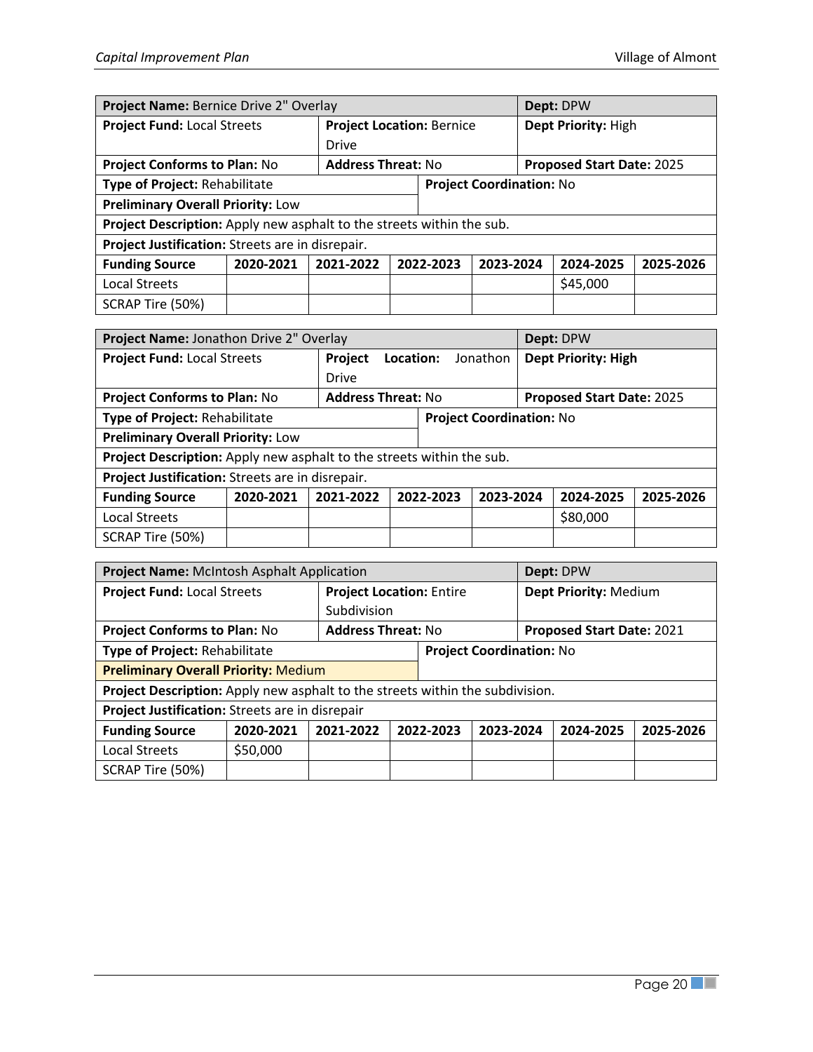| **Project Name:** Bernice Drive 2" Overlay | | | | | **Dept:** DPW | |
|---|---|---|---|---|---|---|
| **Project Fund:** Local Streets | | **Project Location:** Bernice Drive | | | **Dept Priority:** High | |
| **Project Conforms to Plan:** No | | **Address Threat:** No | | | **Proposed Start Date:** 2025 | |
| **Type of Project:** Rehabilitate | | | **Project Coordination:** No | | | |
| **Preliminary Overall Priority:** Low | | | | | | |
| **Project Description:** Apply new asphalt to the streets within the sub. | | | | | | |
| **Project Justification:** Streets are in disrepair. | | | | | | |
| **Funding Source** | **2020-2021** | **2021-2022** | **2022-2023** | **2023-2024** | **2024-2025** | **2025-2026** |
| Local Streets | | | | | $45,000 | |
| SCRAP Tire (50%) | | | | | | |

| **Project Name:** Jonathon Drive 2" Overlay | | | | | **Dept:** DPW | |
|---|---|---|---|---|---|---|
| **Project Fund:** Local Streets | | **Project Location:** Jonathon Drive | | | **Dept Priority: High** | |
| **Project Conforms to Plan:** No | | **Address Threat:** No | | | **Proposed Start Date:** 2025 | |
| **Type of Project:** Rehabilitate | | | **Project Coordination:** No | | | |
| **Preliminary Overall Priority:** Low | | | | | | |
| **Project Description:** Apply new asphalt to the streets within the sub. | | | | | | |
| **Project Justification:** Streets are in disrepair. | | | | | | |
| **Funding Source** | **2020-2021** | **2021-2022** | **2022-2023** | **2023-2024** | **2024-2025** | **2025-2026** |
| Local Streets | | | | | $80,000 | |
| SCRAP Tire (50%) | | | | | | |

| **Project Name:** McIntosh Asphalt Application | | | | | **Dept:** DPW | |
|---|---|---|---|---|---|---|
| **Project Fund:** Local Streets | | **Project Location:** Entire Subdivision | | | **Dept Priority:** Medium | |
| **Project Conforms to Plan:** No | | **Address Threat:** No | | | **Proposed Start Date:** 2021 | |
| **Type of Project:** Rehabilitate | | | **Project Coordination:** No | | | |
| **Preliminary Overall Priority:** Medium | | | | | | |
| **Project Description:** Apply new asphalt to the streets within the subdivision. | | | | | | |
| **Project Justification:** Streets are in disrepair | | | | | | |
| **Funding Source** | **2020-2021** | **2021-2022** | **2022-2023** | **2023-2024** | **2024-2025** | **2025-2026** |
| Local Streets | $50,000 | | | | | |
| SCRAP Tire (50%) | | | | | | |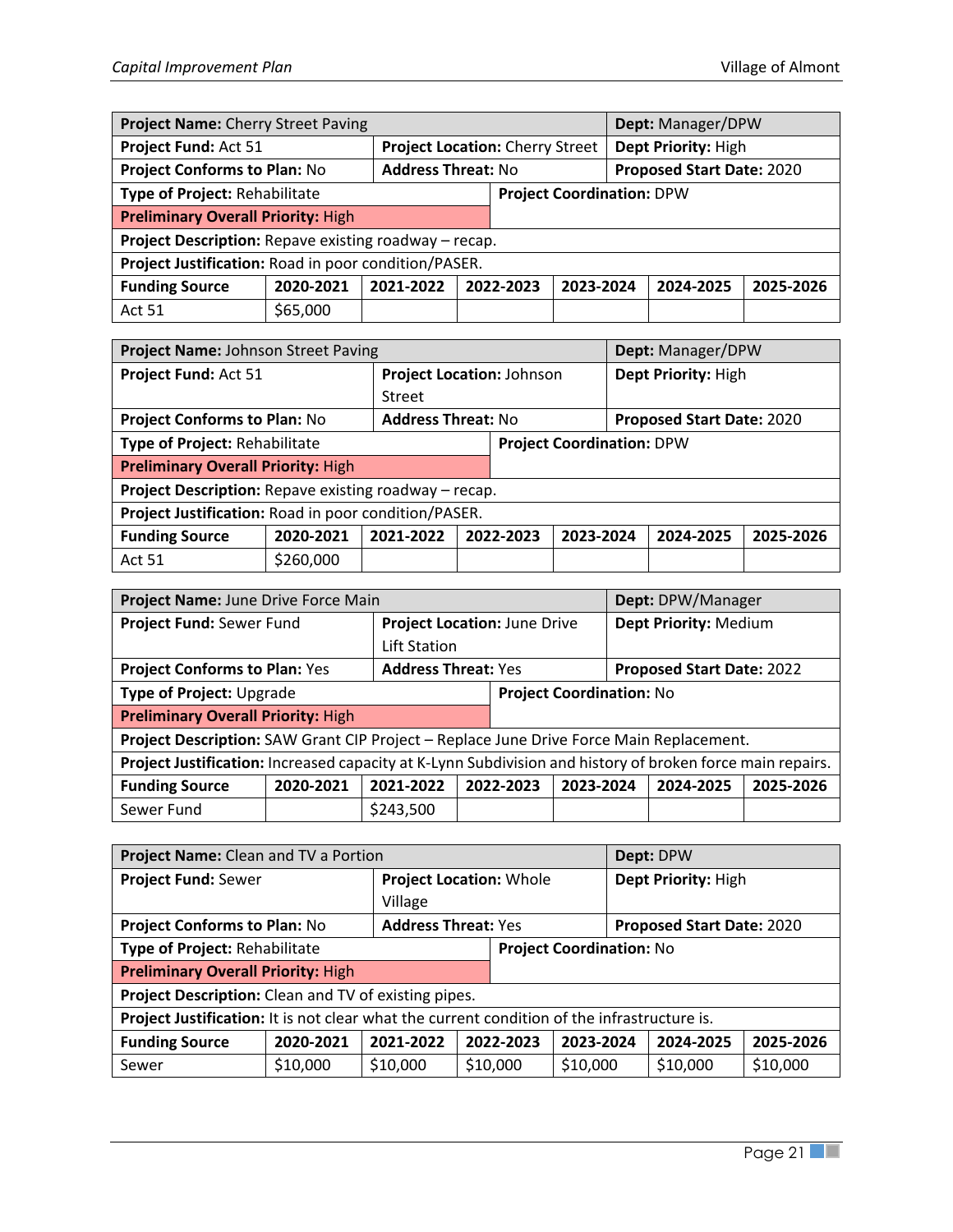| **Project Name:** Cherry Street Paving | | | **Dept:** Manager/DPW |
|---|---|---|---|
| **Project Fund:** Act 51 | **Project Location:** Cherry Street | | **Dept Priority:** High |
| **Project Conforms to Plan:** No | **Address Threat:** No | | **Proposed Start Date:** 2020 |
| **Type of Project:** Rehabilitate | | **Project Coordination:** DPW | |
| **Preliminary Overall Priority:** High | | | |
| **Project Description:** Repave existing roadway – recap. | | | |
| **Project Justification:** Road in poor condition/PASER. | | | |

| Funding Source | 2020-2021 | 2021-2022 | 2022-2023 | 2023-2024 | 2024-2025 | 2025-2026 |
|---|---|---|---|---|---|---|
| Act 51 | $65,000 | | | | | |

| **Project Name:** Johnson Street Paving | | | **Dept:** Manager/DPW |
|---|---|---|---|
| **Project Fund:** Act 51 | **Project Location:** Johnson Street | | **Dept Priority:** High |
| **Project Conforms to Plan:** No | **Address Threat:** No | | **Proposed Start Date:** 2020 |
| **Type of Project:** Rehabilitate | | **Project Coordination:** DPW | |
| **Preliminary Overall Priority:** High | | | |
| **Project Description:** Repave existing roadway – recap. | | | |
| **Project Justification:** Road in poor condition/PASER. | | | |

| Funding Source | 2020-2021 | 2021-2022 | 2022-2023 | 2023-2024 | 2024-2025 | 2025-2026 |
|---|---|---|---|---|---|---|
| Act 51 | $260,000 | | | | | |

| **Project Name:** June Drive Force Main | | | **Dept:** DPW/Manager |
|---|---|---|---|
| **Project Fund:** Sewer Fund | **Project Location:** June Drive Lift Station | | **Dept Priority:** Medium |
| **Project Conforms to Plan:** Yes | **Address Threat:** Yes | | **Proposed Start Date:** 2022 |
| **Type of Project:** Upgrade | | **Project Coordination:** No | |
| **Preliminary Overall Priority:** High | | | |
| **Project Description:** SAW Grant CIP Project – Replace June Drive Force Main Replacement. | | | |
| **Project Justification:** Increased capacity at K-Lynn Subdivision and history of broken force main repairs. | | | |

| Funding Source | 2020-2021 | 2021-2022 | 2022-2023 | 2023-2024 | 2024-2025 | 2025-2026 |
|---|---|---|---|---|---|---|
| Sewer Fund | | $243,500 | | | | |

| **Project Name:** Clean and TV a Portion | | | **Dept:** DPW |
|---|---|---|---|
| **Project Fund:** Sewer | **Project Location:** Whole Village | | **Dept Priority:** High |
| **Project Conforms to Plan:** No | **Address Threat:** Yes | | **Proposed Start Date:** 2020 |
| **Type of Project:** Rehabilitate | | **Project Coordination:** No | |
| **Preliminary Overall Priority:** High | | | |
| **Project Description:** Clean and TV of existing pipes. | | | |
| **Project Justification:** It is not clear what the current condition of the infrastructure is. | | | |

| Funding Source | 2020-2021 | 2021-2022 | 2022-2023 | 2023-2024 | 2024-2025 | 2025-2026 |
|---|---|---|---|---|---|---|
| Sewer | $10,000 | $10,000 | $10,000 | $10,000 | $10,000 | $10,000 |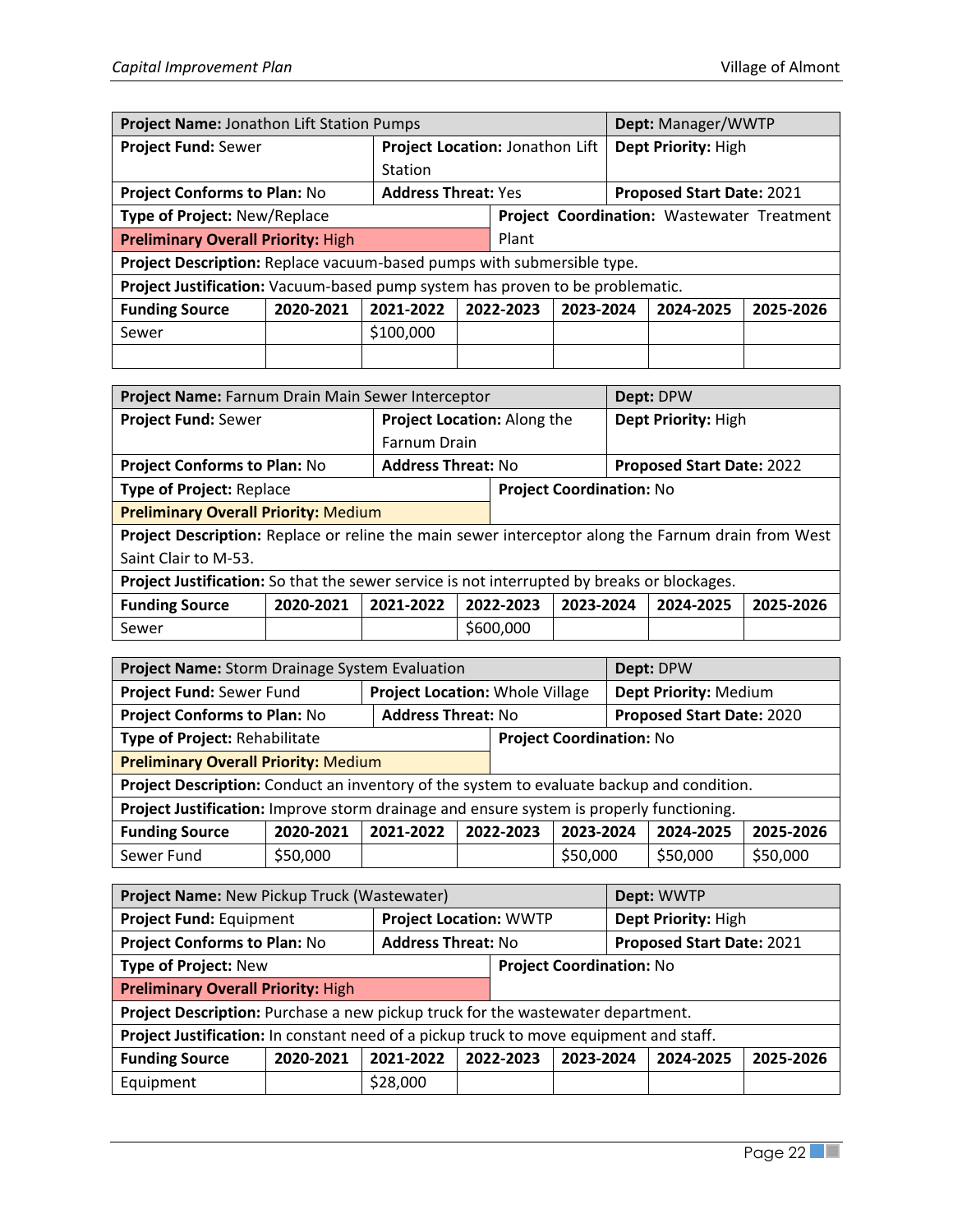| **Project Name:** Jonathon Lift Station Pumps | | | | | **Dept:** Manager/WWTP | |
|---|---|---|---|---|---|---|
| **Project Fund:** Sewer | | **Project Location:** Jonathon Lift Station | | | **Dept Priority:** High | |
| **Project Conforms to Plan:** No | | **Address Threat:** Yes | | | **Proposed Start Date:** 2021 | |
| **Type of Project:** New/Replace | | | **Project Coordination:** Wastewater Treatment Plant | | | |
| **Preliminary Overall Priority:** High | | | | | | |
| **Project Description:** Replace vacuum-based pumps with submersible type. | | | | | | |
| **Project Justification:** Vacuum-based pump system has proven to be problematic. | | | | | | |
| **Funding Source** | **2020-2021** | **2021-2022** | **2022-2023** | **2023-2024** | **2024-2025** | **2025-2026** |
| Sewer | | $100,000 | | | | |
| | | | | | | |

| **Project Name:** Farnum Drain Main Sewer Interceptor | | | | | **Dept:** DPW | |
|---|---|---|---|---|---|---|
| **Project Fund:** Sewer | | **Project Location:** Along the Farnum Drain | | | **Dept Priority:** High | |
| **Project Conforms to Plan:** No | | **Address Threat:** No | | | **Proposed Start Date:** 2022 | |
| **Type of Project:** Replace | | | **Project Coordination:** No | | | |
| **Preliminary Overall Priority:** Medium | | | | | | |
| **Project Description:** Replace or reline the main sewer interceptor along the Farnum drain from West Saint Clair to M-53. | | | | | | |
| **Project Justification:** So that the sewer service is not interrupted by breaks or blockages. | | | | | | |
| **Funding Source** | **2020-2021** | **2021-2022** | **2022-2023** | **2023-2024** | **2024-2025** | **2025-2026** |
| Sewer | | | $600,000 | | | |

| **Project Name:** Storm Drainage System Evaluation | | | | | **Dept:** DPW | |
|---|---|---|---|---|---|---|
| **Project Fund:** Sewer Fund | | **Project Location:** Whole Village | | | **Dept Priority:** Medium | |
| **Project Conforms to Plan:** No | | **Address Threat:** No | | | **Proposed Start Date:** 2020 | |
| **Type of Project:** Rehabilitate | | | **Project Coordination:** No | | | |
| **Preliminary Overall Priority:** Medium | | | | | | |
| **Project Description:** Conduct an inventory of the system to evaluate backup and condition. | | | | | | |
| **Project Justification:** Improve storm drainage and ensure system is properly functioning. | | | | | | |
| **Funding Source** | **2020-2021** | **2021-2022** | **2022-2023** | **2023-2024** | **2024-2025** | **2025-2026** |
| Sewer Fund | $50,000 | | | $50,000 | $50,000 | $50,000 |

| **Project Name:** New Pickup Truck (Wastewater) | | | | | **Dept:** WWTP | |
|---|---|---|---|---|---|---|
| **Project Fund:** Equipment | | **Project Location:** WWTP | | | **Dept Priority:** High | |
| **Project Conforms to Plan:** No | | **Address Threat:** No | | | **Proposed Start Date:** 2021 | |
| **Type of Project:** New | | | **Project Coordination:** No | | | |
| **Preliminary Overall Priority:** High | | | | | | |
| **Project Description:** Purchase a new pickup truck for the wastewater department. | | | | | | |
| **Project Justification:** In constant need of a pickup truck to move equipment and staff. | | | | | | |
| **Funding Source** | **2020-2021** | **2021-2022** | **2022-2023** | **2023-2024** | **2024-2025** | **2025-2026** |
| Equipment | | $28,000 | | | | |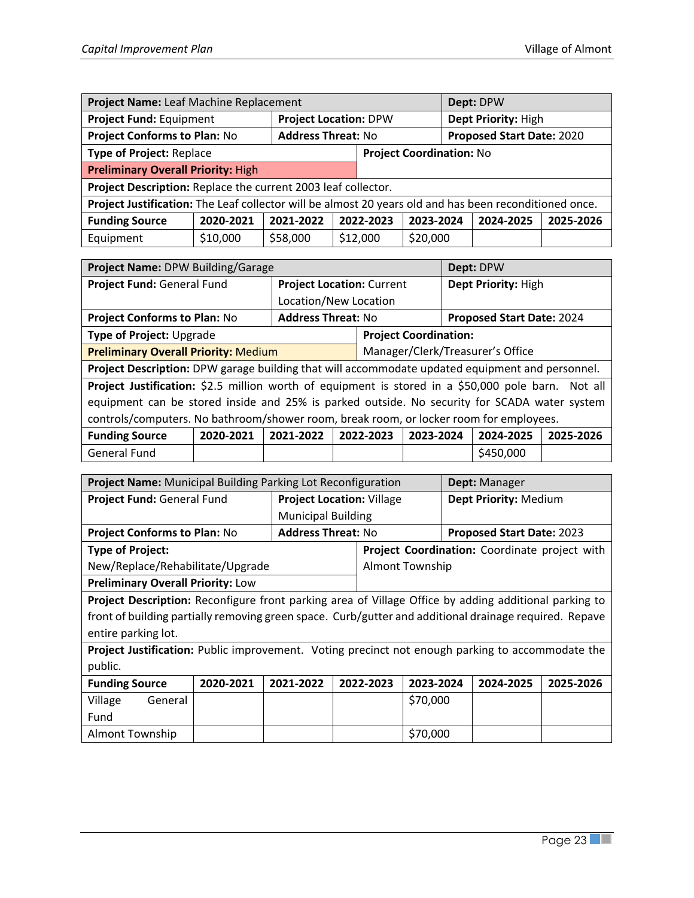| **Project Name:** Leaf Machine Replacement | | | | | **Dept:** DPW | |
|---|---|---|---|---|---|---|
| **Project Fund:** Equipment | | **Project Location:** DPW | | | **Dept Priority:** High | |
| **Project Conforms to Plan:** No | | **Address Threat:** No | | | **Proposed Start Date:** 2020 | |
| **Type of Project:** Replace | | | **Project Coordination:** No | | | |
| **Preliminary Overall Priority:** High | | | | | | |
| **Project Description:** Replace the current 2003 leaf collector. | | | | | | |
| **Project Justification:** The Leaf collector will be almost 20 years old and has been reconditioned once. | | | | | | |
| **Funding Source** | **2020-2021** | **2021-2022** | **2022-2023** | **2023-2024** | **2024-2025** | **2025-2026** |
| Equipment | $10,000 | $58,000 | $12,000 | $20,000 | | |

| **Project Name:** DPW Building/Garage | | | | | **Dept:** DPW | |
|---|---|---|---|---|---|---|
| **Project Fund:** General Fund | | **Project Location:** Current Location/New Location | | | **Dept Priority:** High | |
| **Project Conforms to Plan:** No | | **Address Threat:** No | | | **Proposed Start Date:** 2024 | |
| **Type of Project:** Upgrade | | | **Project Coordination:** Manager/Clerk/Treasurer's Office | | | |
| **Preliminary Overall Priority:** Medium | | | | | | |
| **Project Description:** DPW garage building that will accommodate updated equipment and personnel. | | | | | | |
| **Project Justification:** $2.5 million worth of equipment is stored in a $50,000 pole barn. Not all equipment can be stored inside and 25% is parked outside. No security for SCADA water system controls/computers. No bathroom/shower room, break room, or locker room for employees. | | | | | | |
| **Funding Source** | **2020-2021** | **2021-2022** | **2022-2023** | **2023-2024** | **2024-2025** | **2025-2026** |
| General Fund | | | | | $450,000 | |

| **Project Name:** Municipal Building Parking Lot Reconfiguration | | | | | **Dept:** Manager | |
|---|---|---|---|---|---|---|
| **Project Fund:** General Fund | | **Project Location:** Village Municipal Building | | | **Dept Priority:** Medium | |
| **Project Conforms to Plan:** No | | **Address Threat:** No | | | **Proposed Start Date:** 2023 | |
| **Type of Project:** New/Replace/Rehabilitate/Upgrade | | | **Project Coordination:** Coordinate project with Almont Township | | | |
| **Preliminary Overall Priority:** Low | | | | | | |
| **Project Description:** Reconfigure front parking area of Village Office by adding additional parking to front of building partially removing green space. Curb/gutter and additional drainage required. Repave entire parking lot. | | | | | | |
| **Project Justification:** Public improvement. Voting precinct not enough parking to accommodate the public. | | | | | | |
| **Funding Source** | **2020-2021** | **2021-2022** | **2022-2023** | **2023-2024** | **2024-2025** | **2025-2026** |
| Village General Fund | | | | $70,000 | | |
| Almont Township | | | | $70,000 | | |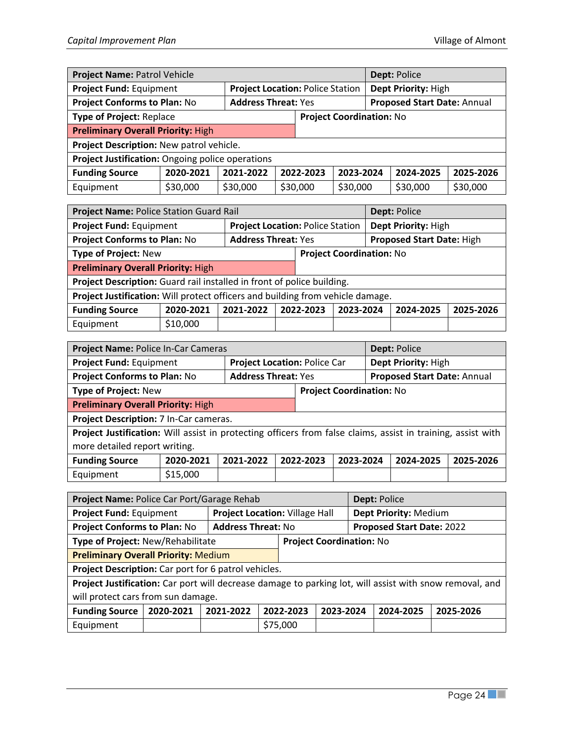| **Project Name:** Patrol Vehicle | | | | | **Dept:** Police | |
|---|---|---|---|---|---|---|
| **Project Fund:** Equipment | | **Project Location:** Police Station | | | **Dept Priority:** High | |
| **Project Conforms to Plan:** No | | **Address Threat:** Yes | | | **Proposed Start Date:** Annual | |
| **Type of Project:** Replace | | | **Project Coordination:** No | | | |
| **Preliminary Overall Priority:** High | | | | | | |
| **Project Description:** New patrol vehicle. | | | | | | |
| **Project Justification:** Ongoing police operations | | | | | | |
| **Funding Source** | **2020-2021** | **2021-2022** | **2022-2023** | **2023-2024** | **2024-2025** | **2025-2026** |
| Equipment | $30,000 | $30,000 | $30,000 | $30,000 | $30,000 | $30,000 |

| **Project Name:** Police Station Guard Rail | | | | | **Dept:** Police | |
|---|---|---|---|---|---|---|
| **Project Fund:** Equipment | | **Project Location:** Police Station | | | **Dept Priority:** High | |
| **Project Conforms to Plan:** No | | **Address Threat:** Yes | | | **Proposed Start Date:** High | |
| **Type of Project:** New | | | **Project Coordination:** No | | | |
| **Preliminary Overall Priority:** High | | | | | | |
| **Project Description:** Guard rail installed in front of police building. | | | | | | |
| **Project Justification:** Will protect officers and building from vehicle damage. | | | | | | |
| **Funding Source** | **2020-2021** | **2021-2022** | **2022-2023** | **2023-2024** | **2024-2025** | **2025-2026** |
| Equipment | $10,000 | | | | | |

| **Project Name:** Police In-Car Cameras | | | | | **Dept:** Police | |
|---|---|---|---|---|---|---|
| **Project Fund:** Equipment | | **Project Location:** Police Car | | | **Dept Priority:** High | |
| **Project Conforms to Plan:** No | | **Address Threat:** Yes | | | **Proposed Start Date:** Annual | |
| **Type of Project:** New | | | **Project Coordination:** No | | | |
| **Preliminary Overall Priority:** High | | | | | | |
| **Project Description:** 7 In-Car cameras. | | | | | | |
| **Project Justification:** Will assist in protecting officers from false claims, assist in training, assist with more detailed report writing. | | | | | | |
| **Funding Source** | **2020-2021** | **2021-2022** | **2022-2023** | **2023-2024** | **2024-2025** | **2025-2026** |
| Equipment | $15,000 | | | | | |

| **Project Name:** Police Car Port/Garage Rehab | | | | | **Dept:** Police | |
|---|---|---|---|---|---|---|
| **Project Fund:** Equipment | | **Project Location:** Village Hall | | | **Dept Priority:** Medium | |
| **Project Conforms to Plan:** No | | **Address Threat:** No | | | **Proposed Start Date:** 2022 | |
| **Type of Project:** New/Rehabilitate | | | **Project Coordination:** No | | | |
| **Preliminary Overall Priority:** Medium | | | | | | |
| **Project Description:** Car port for 6 patrol vehicles. | | | | | | |
| **Project Justification:** Car port will decrease damage to parking lot, will assist with snow removal, and will protect cars from sun damage. | | | | | | |
| **Funding Source** | **2020-2021** | **2021-2022** | **2022-2023** | **2023-2024** | **2024-2025** | **2025-2026** |
| Equipment | | | $75,000 | | | |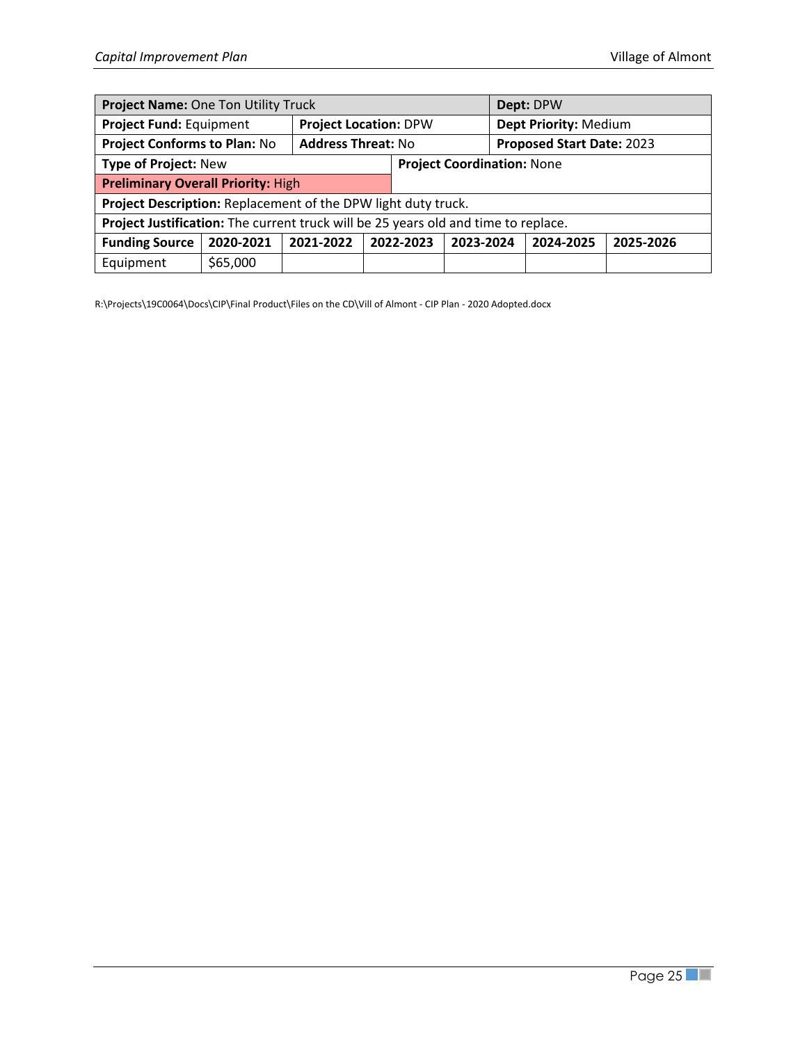| Project Name: One Ton Utility Truck | | | | | Dept: DPW | |
|---|---|---|---|---|---|---|
| **Project Fund:** Equipment | | **Project Location:** DPW | | | **Dept Priority:** Medium | |
| **Project Conforms to Plan:** No | | **Address Threat:** No | | | **Proposed Start Date:** 2023 | |
| **Type of Project:** New | | | **Project Coordination:** None | | | |
| **Preliminary Overall Priority:** High | | | | | | |
| **Project Description:** Replacement of the DPW light duty truck. | | | | | | |
| **Project Justification:** The current truck will be 25 years old and time to replace. | | | | | | |
| **Funding Source** | **2020-2021** | **2021-2022** | **2022-2023** | **2023-2024** | **2024-2025** | **2025-2026** |
| Equipment | $65,000 | | | | | |

R:\Projects\19C0064\Docs\CIP\Final Product\Files on the CD\Vill of Almont - CIP Plan - 2020 Adopted.docx